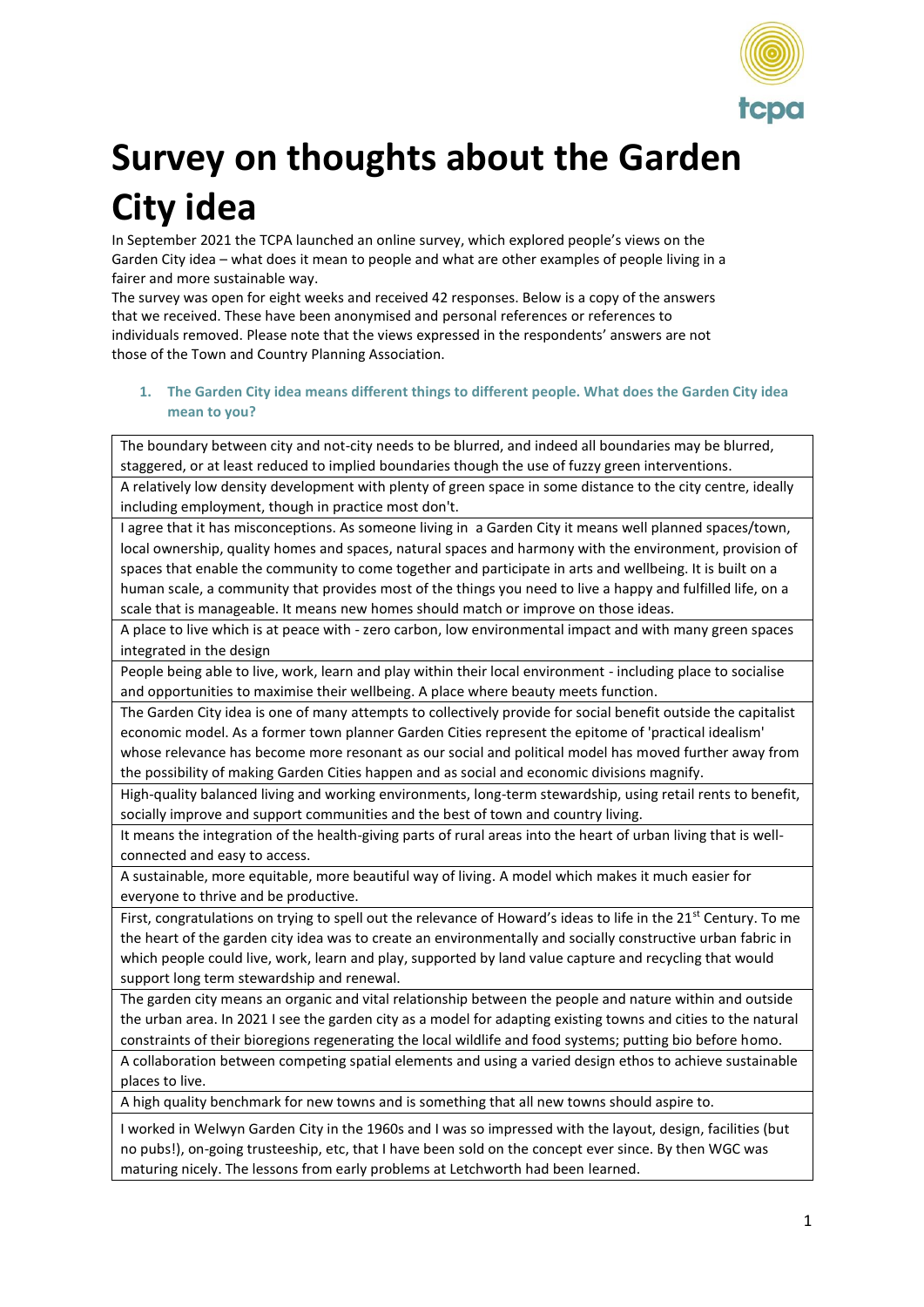# Survey on thoughts about the Garden City idea

In September 2021 the TCPA launched an online survey, which explored people's views on the Garden City idea – what does it mean to people and what are other examples of people living in a fairer and more sustainable way.

The survey was open for eight weeks and received 42 responses. Below is a copy of the answers that we received. These have been anonymised and personal references or references to individuals removed. Please note that the views expressed in the respondents' answers are not those of the Town and Country Planning Association.

1. **The Garden City idea means different things to different people. What does the Garden City idea mean to you?**

| |
|---|
| The boundary between city and not-city needs to be blurred, and indeed all boundaries may be blurred, staggered, or at least reduced to implied boundaries though the use of fuzzy green interventions. |
| A relatively low density development with plenty of green space in some distance to the city centre, ideally including employment, though in practice most don't. |
| I agree that it has misconceptions. As someone living in a Garden City it means well planned spaces/town, local ownership, quality homes and spaces, natural spaces and harmony with the environment, provision of spaces that enable the community to come together and participate in arts and wellbeing. It is built on a human scale, a community that provides most of the things you need to live a happy and fulfilled life, on a scale that is manageable. It means new homes should match or improve on those ideas. |
| A place to live which is at peace with - zero carbon, low environmental impact and with many green spaces integrated in the design |
| People being able to live, work, learn and play within their local environment - including place to socialise and opportunities to maximise their wellbeing. A place where beauty meets function. |
| The Garden City idea is one of many attempts to collectively provide for social benefit outside the capitalist economic model. As a former town planner Garden Cities represent the epitome of 'practical idealism' whose relevance has become more resonant as our social and political model has moved further away from the possibility of making Garden Cities happen and as social and economic divisions magnify. |
| High-quality balanced living and working environments, long-term stewardship, using retail rents to benefit, socially improve and support communities and the best of town and country living. |
| It means the integration of the health-giving parts of rural areas into the heart of urban living that is well-connected and easy to access. |
| A sustainable, more equitable, more beautiful way of living. A model which makes it much easier for everyone to thrive and be productive. |
| First, congratulations on trying to spell out the relevance of Howard's ideas to life in the 21st Century. To me the heart of the garden city idea was to create an environmentally and socially constructive urban fabric in which people could live, work, learn and play, supported by land value capture and recycling that would support long term stewardship and renewal. |
| The garden city means an organic and vital relationship between the people and nature within and outside the urban area. In 2021 I see the garden city as a model for adapting existing towns and cities to the natural constraints of their bioregions regenerating the local wildlife and food systems; putting bio before homo. |
| A collaboration between competing spatial elements and using a varied design ethos to achieve sustainable places to live. |
| A high quality benchmark for new towns and is something that all new towns should aspire to. |
| I worked in Welwyn Garden City in the 1960s and I was so impressed with the layout, design, facilities (but no pubs!), on-going trusteeship, etc, that I have been sold on the concept ever since. By then WGC was maturing nicely. The lessons from early problems at Letchworth had been learned. |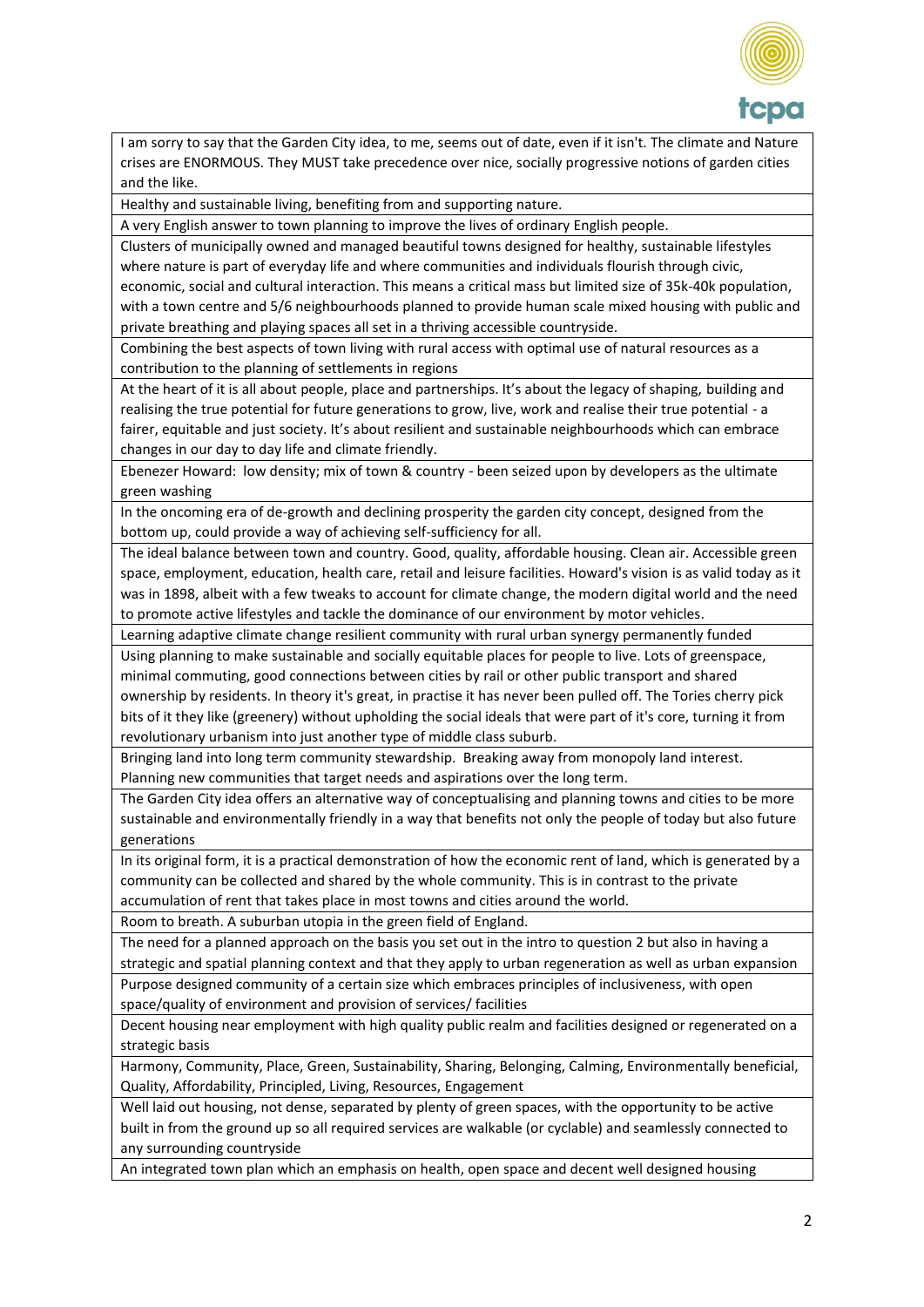| I am sorry to say that the Garden City idea, to me, seems out of date, even if it isn't. The climate and Nature crises are ENORMOUS. They MUST take precedence over nice, socially progressive notions of garden cities and the like. |
| --- |
| Healthy and sustainable living, benefiting from and supporting nature. |
| A very English answer to town planning to improve the lives of ordinary English people. |
| Clusters of municipally owned and managed beautiful towns designed for healthy, sustainable lifestyles where nature is part of everyday life and where communities and individuals flourish through civic, economic, social and cultural interaction. This means a critical mass but limited size of 35k-40k population, with a town centre and 5/6 neighbourhoods planned to provide human scale mixed housing with public and private breathing and playing spaces all set in a thriving accessible countryside. |
| Combining the best aspects of town living with rural access with optimal use of natural resources as a contribution to the planning of settlements in regions |
| At the heart of it is all about people, place and partnerships. It's about the legacy of shaping, building and realising the true potential for future generations to grow, live, work and realise their true potential - a fairer, equitable and just society. It's about resilient and sustainable neighbourhoods which can embrace changes in our day to day life and climate friendly. |
| Ebenezer Howard: low density; mix of town & country - been seized upon by developers as the ultimate green washing |
| In the oncoming era of de-growth and declining prosperity the garden city concept, designed from the bottom up, could provide a way of achieving self-sufficiency for all. |
| The ideal balance between town and country. Good, quality, affordable housing. Clean air. Accessible green space, employment, education, health care, retail and leisure facilities. Howard's vision is as valid today as it was in 1898, albeit with a few tweaks to account for climate change, the modern digital world and the need to promote active lifestyles and tackle the dominance of our environment by motor vehicles. |
| Learning adaptive climate change resilient community with rural urban synergy permanently funded |
| Using planning to make sustainable and socially equitable places for people to live. Lots of greenspace, minimal commuting, good connections between cities by rail or other public transport and shared ownership by residents. In theory it's great, in practise it has never been pulled off. The Tories cherry pick bits of it they like (greenery) without upholding the social ideals that were part of it's core, turning it from revolutionary urbanism into just another type of middle class suburb. |
| Bringing land into long term community stewardship. Breaking away from monopoly land interest. Planning new communities that target needs and aspirations over the long term. |
| The Garden City idea offers an alternative way of conceptualising and planning towns and cities to be more sustainable and environmentally friendly in a way that benefits not only the people of today but also future generations |
| In its original form, it is a practical demonstration of how the economic rent of land, which is generated by a community can be collected and shared by the whole community. This is in contrast to the private accumulation of rent that takes place in most towns and cities around the world. |
| Room to breath. A suburban utopia in the green field of England. |
| The need for a planned approach on the basis you set out in the intro to question 2 but also in having a strategic and spatial planning context and that they apply to urban regeneration as well as urban expansion |
| Purpose designed community of a certain size which embraces principles of inclusiveness, with open space/quality of environment and provision of services/ facilities |
| Decent housing near employment with high quality public realm and facilities designed or regenerated on a strategic basis |
| Harmony, Community, Place, Green, Sustainability, Sharing, Belonging, Calming, Environmentally beneficial, Quality, Affordability, Principled, Living, Resources, Engagement |
| Well laid out housing, not dense, separated by plenty of green spaces, with the opportunity to be active built in from the ground up so all required services are walkable (or cyclable) and seamlessly connected to any surrounding countryside |
| An integrated town plan which an emphasis on health, open space and decent well designed housing |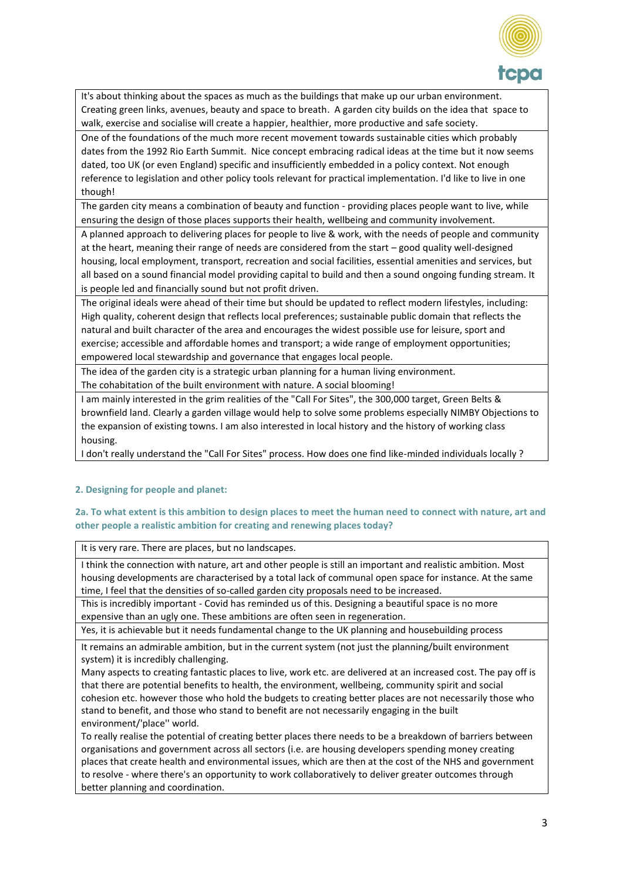| |
|---|
| It's about thinking about the spaces as much as the buildings that make up our urban environment. Creating green links, avenues, beauty and space to breath. A garden city builds on the idea that space to walk, exercise and socialise will create a happier, healthier, more productive and safe society. |
| One of the foundations of the much more recent movement towards sustainable cities which probably dates from the 1992 Rio Earth Summit. Nice concept embracing radical ideas at the time but it now seems dated, too UK (or even England) specific and insufficiently embedded in a policy context. Not enough reference to legislation and other policy tools relevant for practical implementation. I'd like to live in one though! |
| The garden city means a combination of beauty and function - providing places people want to live, while ensuring the design of those places supports their health, wellbeing and community involvement. |
| A planned approach to delivering places for people to live & work, with the needs of people and community at the heart, meaning their range of needs are considered from the start – good quality well-designed housing, local employment, transport, recreation and social facilities, essential amenities and services, but all based on a sound financial model providing capital to build and then a sound ongoing funding stream. It is people led and financially sound but not profit driven. |
| The original ideals were ahead of their time but should be updated to reflect modern lifestyles, including: High quality, coherent design that reflects local preferences; sustainable public domain that reflects the natural and built character of the area and encourages the widest possible use for leisure, sport and exercise; accessible and affordable homes and transport; a wide range of employment opportunities; empowered local stewardship and governance that engages local people. |
| The idea of the garden city is a strategic urban planning for a human living environment.<br>The cohabitation of the built environment with nature. A social blooming! |
| I am mainly interested in the grim realities of the "Call For Sites", the 300,000 target, Green Belts & brownfield land. Clearly a garden village would help to solve some problems especially NIMBY Objections to the expansion of existing towns. I am also interested in local history and the history of working class housing.<br>I don't really understand the "Call For Sites" process. How does one find like-minded individuals locally ? |

### 2. Designing for people and planet:

**2a. To what extent is this ambition to design places to meet the human need to connect with nature, art and other people a realistic ambition for creating and renewing places today?**

| |
|---|
| It is very rare. There are places, but no landscapes. |
| I think the connection with nature, art and other people is still an important and realistic ambition. Most housing developments are characterised by a total lack of communal open space for instance. At the same time, I feel that the densities of so-called garden city proposals need to be increased. |
| This is incredibly important - Covid has reminded us of this. Designing a beautiful space is no more expensive than an ugly one. These ambitions are often seen in regeneration. |
| Yes, it is achievable but it needs fundamental change to the UK planning and housebuilding process |
| It remains an admirable ambition, but in the current system (not just the planning/built environment system) it is incredibly challenging.<br>Many aspects to creating fantastic places to live, work etc. are delivered at an increased cost. The pay off is that there are potential benefits to health, the environment, wellbeing, community spirit and social cohesion etc. however those who hold the budgets to creating better places are not necessarily those who stand to benefit, and those who stand to benefit are not necessarily engaging in the built environment/'place'' world.<br>To really realise the potential of creating better places there needs to be a breakdown of barriers between organisations and government across all sectors (i.e. are housing developers spending money creating places that create health and environmental issues, which are then at the cost of the NHS and government to resolve - where there's an opportunity to work collaboratively to deliver greater outcomes through better planning and coordination. |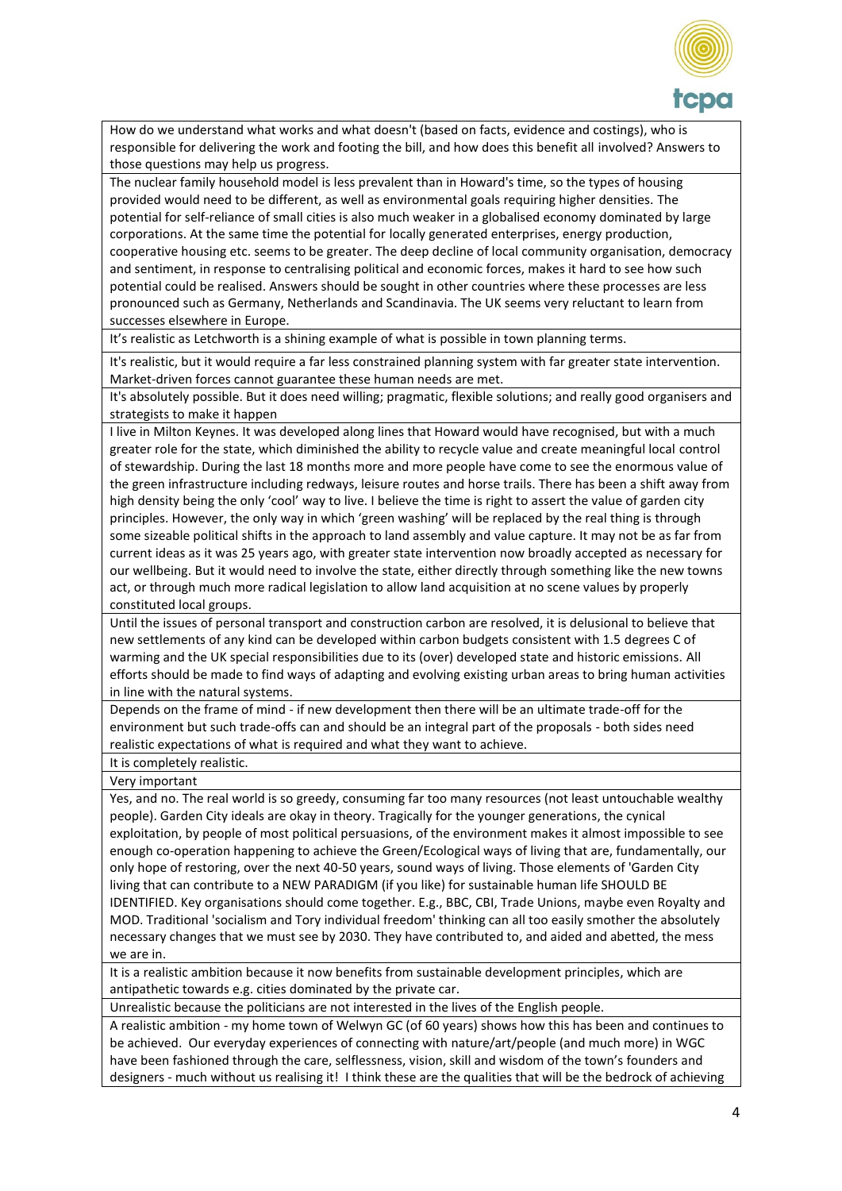| |
|---|
| How do we understand what works and what doesn't (based on facts, evidence and costings), who is responsible for delivering the work and footing the bill, and how does this benefit all involved? Answers to those questions may help us progress. |
| The nuclear family household model is less prevalent than in Howard's time, so the types of housing provided would need to be different, as well as environmental goals requiring higher densities. The potential for self-reliance of small cities is also much weaker in a globalised economy dominated by large corporations. At the same time the potential for locally generated enterprises, energy production, cooperative housing etc. seems to be greater. The deep decline of local community organisation, democracy and sentiment, in response to centralising political and economic forces, makes it hard to see how such potential could be realised. Answers should be sought in other countries where these processes are less pronounced such as Germany, Netherlands and Scandinavia. The UK seems very reluctant to learn from successes elsewhere in Europe. |
| It's realistic as Letchworth is a shining example of what is possible in town planning terms. |
| It's realistic, but it would require a far less constrained planning system with far greater state intervention. Market-driven forces cannot guarantee these human needs are met. |
| It's absolutely possible. But it does need willing; pragmatic, flexible solutions; and really good organisers and strategists to make it happen |
| I live in Milton Keynes. It was developed along lines that Howard would have recognised, but with a much greater role for the state, which diminished the ability to recycle value and create meaningful local control of stewardship. During the last 18 months more and more people have come to see the enormous value of the green infrastructure including redways, leisure routes and horse trails. There has been a shift away from high density being the only 'cool' way to live. I believe the time is right to assert the value of garden city principles. However, the only way in which 'green washing' will be replaced by the real thing is through some sizeable political shifts in the approach to land assembly and value capture. It may not be as far from current ideas as it was 25 years ago, with greater state intervention now broadly accepted as necessary for our wellbeing. But it would need to involve the state, either directly through something like the new towns act, or through much more radical legislation to allow land acquisition at no scene values by properly constituted local groups. |
| Until the issues of personal transport and construction carbon are resolved, it is delusional to believe that new settlements of any kind can be developed within carbon budgets consistent with 1.5 degrees C of warming and the UK special responsibilities due to its (over) developed state and historic emissions. All efforts should be made to find ways of adapting and evolving existing urban areas to bring human activities in line with the natural systems. |
| Depends on the frame of mind - if new development then there will be an ultimate trade-off for the environment but such trade-offs can and should be an integral part of the proposals - both sides need realistic expectations of what is required and what they want to achieve. |
| It is completely realistic. |
| Very important |
| Yes, and no. The real world is so greedy, consuming far too many resources (not least untouchable wealthy people). Garden City ideals are okay in theory. Tragically for the younger generations, the cynical exploitation, by people of most political persuasions, of the environment makes it almost impossible to see enough co-operation happening to achieve the Green/Ecological ways of living that are, fundamentally, our only hope of restoring, over the next 40-50 years, sound ways of living. Those elements of 'Garden City living that can contribute to a NEW PARADIGM (if you like) for sustainable human life SHOULD BE IDENTIFIED. Key organisations should come together. E.g., BBC, CBI, Trade Unions, maybe even Royalty and MOD. Traditional 'socialism and Tory individual freedom' thinking can all too easily smother the absolutely necessary changes that we must see by 2030. They have contributed to, and aided and abetted, the mess we are in. |
| It is a realistic ambition because it now benefits from sustainable development principles, which are antipathetic towards e.g. cities dominated by the private car. |
| Unrealistic because the politicians are not interested in the lives of the English people. |
| A realistic ambition - my home town of Welwyn GC (of 60 years) shows how this has been and continues to be achieved. Our everyday experiences of connecting with nature/art/people (and much more) in WGC have been fashioned through the care, selflessness, vision, skill and wisdom of the town's founders and designers - much without us realising it! I think these are the qualities that will be the bedrock of achieving |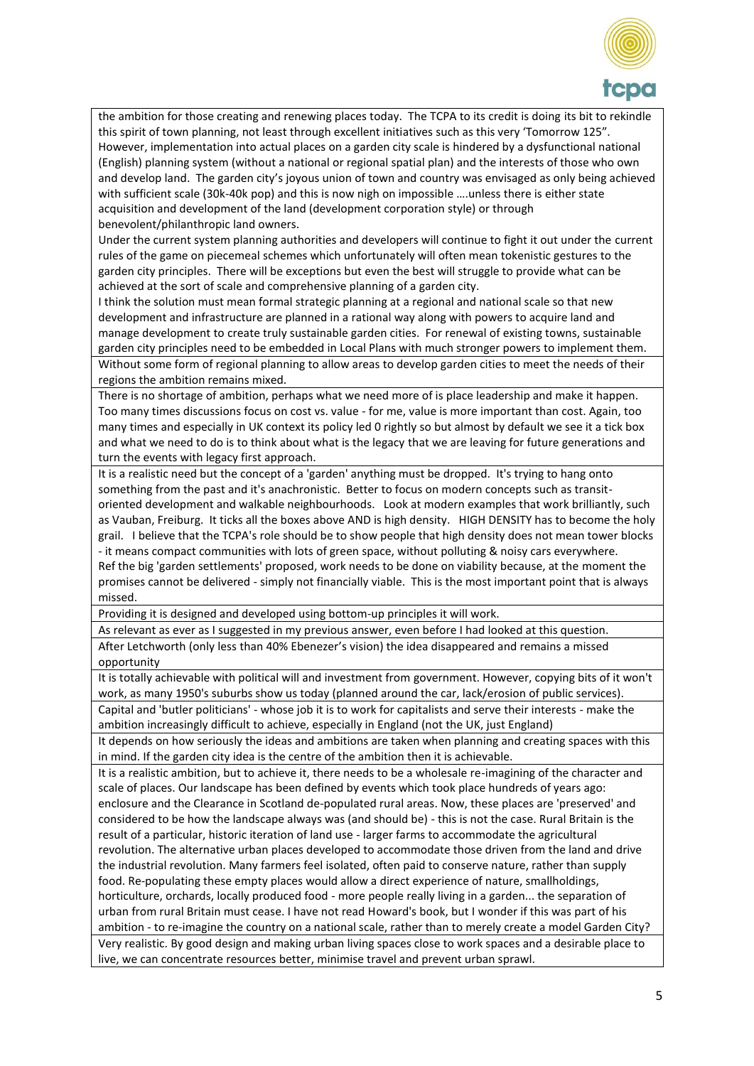| |
|---|
| the ambition for those creating and renewing places today. The TCPA to its credit is doing its bit to rekindle this spirit of town planning, not least through excellent initiatives such as this very 'Tomorrow 125". However, implementation into actual places on a garden city scale is hindered by a dysfunctional national (English) planning system (without a national or regional spatial plan) and the interests of those who own and develop land. The garden city's joyous union of town and country was envisaged as only being achieved with sufficient scale (30k-40k pop) and this is now nigh on impossible ….unless there is either state acquisition and development of the land (development corporation style) or through benevolent/philanthropic land owners. Under the current system planning authorities and developers will continue to fight it out under the current rules of the game on piecemeal schemes which unfortunately will often mean tokenistic gestures to the garden city principles. There will be exceptions but even the best will struggle to provide what can be achieved at the sort of scale and comprehensive planning of a garden city. I think the solution must mean formal strategic planning at a regional and national scale so that new development and infrastructure are planned in a rational way along with powers to acquire land and manage development to create truly sustainable garden cities. For renewal of existing towns, sustainable garden city principles need to be embedded in Local Plans with much stronger powers to implement them. |
| Without some form of regional planning to allow areas to develop garden cities to meet the needs of their regions the ambition remains mixed. |
| There is no shortage of ambition, perhaps what we need more of is place leadership and make it happen. Too many times discussions focus on cost vs. value - for me, value is more important than cost. Again, too many times and especially in UK context its policy led 0 rightly so but almost by default we see it a tick box and what we need to do is to think about what is the legacy that we are leaving for future generations and turn the events with legacy first approach. |
| It is a realistic need but the concept of a 'garden' anything must be dropped. It's trying to hang onto something from the past and it's anachronistic. Better to focus on modern concepts such as transit-oriented development and walkable neighbourhoods. Look at modern examples that work brilliantly, such as Vauban, Freiburg. It ticks all the boxes above AND is high density. HIGH DENSITY has to become the holy grail. I believe that the TCPA's role should be to show people that high density does not mean tower blocks - it means compact communities with lots of green space, without polluting & noisy cars everywhere. Ref the big 'garden settlements' proposed, work needs to be done on viability because, at the moment the promises cannot be delivered - simply not financially viable. This is the most important point that is always missed. |
| Providing it is designed and developed using bottom-up principles it will work. |
| As relevant as ever as I suggested in my previous answer, even before I had looked at this question. |
| After Letchworth (only less than 40% Ebenezer's vision) the idea disappeared and remains a missed opportunity |
| It is totally achievable with political will and investment from government. However, copying bits of it won't work, as many 1950's suburbs show us today (planned around the car, lack/erosion of public services). |
| Capital and 'butler politicians' - whose job it is to work for capitalists and serve their interests - make the ambition increasingly difficult to achieve, especially in England (not the UK, just England) |
| It depends on how seriously the ideas and ambitions are taken when planning and creating spaces with this in mind. If the garden city idea is the centre of the ambition then it is achievable. |
| It is a realistic ambition, but to achieve it, there needs to be a wholesale re-imagining of the character and scale of places. Our landscape has been defined by events which took place hundreds of years ago: enclosure and the Clearance in Scotland de-populated rural areas. Now, these places are 'preserved' and considered to be how the landscape always was (and should be) - this is not the case. Rural Britain is the result of a particular, historic iteration of land use - larger farms to accommodate the agricultural revolution. The alternative urban places developed to accommodate those driven from the land and drive the industrial revolution. Many farmers feel isolated, often paid to conserve nature, rather than supply food. Re-populating these empty places would allow a direct experience of nature, smallholdings, horticulture, orchards, locally produced food - more people really living in a garden... the separation of urban from rural Britain must cease. I have not read Howard's book, but I wonder if this was part of his ambition - to re-imagine the country on a national scale, rather than to merely create a model Garden City? |
| Very realistic. By good design and making urban living spaces close to work spaces and a desirable place to live, we can concentrate resources better, minimise travel and prevent urban sprawl. |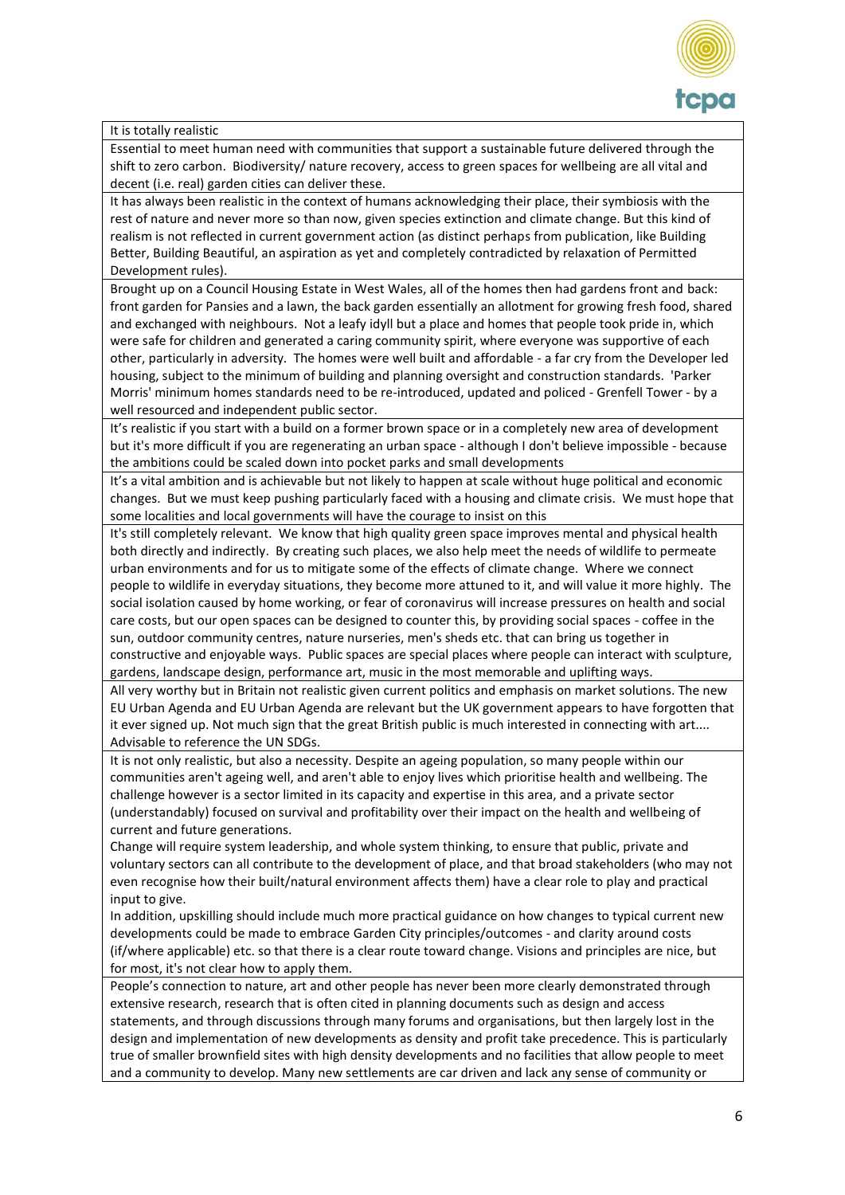| It is totally realistic |
|---|
| Essential to meet human need with communities that support a sustainable future delivered through the shift to zero carbon. Biodiversity/ nature recovery, access to green spaces for wellbeing are all vital and decent (i.e. real) garden cities can deliver these. |
| It has always been realistic in the context of humans acknowledging their place, their symbiosis with the rest of nature and never more so than now, given species extinction and climate change. But this kind of realism is not reflected in current government action (as distinct perhaps from publication, like Building Better, Building Beautiful, an aspiration as yet and completely contradicted by relaxation of Permitted Development rules). |
| Brought up on a Council Housing Estate in West Wales, all of the homes then had gardens front and back: front garden for Pansies and a lawn, the back garden essentially an allotment for growing fresh food, shared and exchanged with neighbours. Not a leafy idyll but a place and homes that people took pride in, which were safe for children and generated a caring community spirit, where everyone was supportive of each other, particularly in adversity. The homes were well built and affordable - a far cry from the Developer led housing, subject to the minimum of building and planning oversight and construction standards. 'Parker Morris' minimum homes standards need to be re-introduced, updated and policed - Grenfell Tower - by a well resourced and independent public sector. |
| It's realistic if you start with a build on a former brown space or in a completely new area of development but it's more difficult if you are regenerating an urban space - although I don't believe impossible - because the ambitions could be scaled down into pocket parks and small developments |
| It's a vital ambition and is achievable but not likely to happen at scale without huge political and economic changes. But we must keep pushing particularly faced with a housing and climate crisis. We must hope that some localities and local governments will have the courage to insist on this |
| It's still completely relevant. We know that high quality green space improves mental and physical health both directly and indirectly. By creating such places, we also help meet the needs of wildlife to permeate urban environments and for us to mitigate some of the effects of climate change. Where we connect people to wildlife in everyday situations, they become more attuned to it, and will value it more highly. The social isolation caused by home working, or fear of coronavirus will increase pressures on health and social care costs, but our open spaces can be designed to counter this, by providing social spaces - coffee in the sun, outdoor community centres, nature nurseries, men's sheds etc. that can bring us together in constructive and enjoyable ways. Public spaces are special places where people can interact with sculpture, gardens, landscape design, performance art, music in the most memorable and uplifting ways. |
| All very worthy but in Britain not realistic given current politics and emphasis on market solutions. The new EU Urban Agenda and EU Urban Agenda are relevant but the UK government appears to have forgotten that it ever signed up. Not much sign that the great British public is much interested in connecting with art.... Advisable to reference the UN SDGs. |
| It is not only realistic, but also a necessity. Despite an ageing population, so many people within our communities aren't ageing well, and aren't able to enjoy lives which prioritise health and wellbeing. The challenge however is a sector limited in its capacity and expertise in this area, and a private sector (understandably) focused on survival and profitability over their impact on the health and wellbeing of current and future generations.<br>Change will require system leadership, and whole system thinking, to ensure that public, private and voluntary sectors can all contribute to the development of place, and that broad stakeholders (who may not even recognise how their built/natural environment affects them) have a clear role to play and practical input to give.<br>In addition, upskilling should include much more practical guidance on how changes to typical current new developments could be made to embrace Garden City principles/outcomes - and clarity around costs (if/where applicable) etc. so that there is a clear route toward change. Visions and principles are nice, but for most, it's not clear how to apply them. |
| People's connection to nature, art and other people has never been more clearly demonstrated through extensive research, research that is often cited in planning documents such as design and access statements, and through discussions through many forums and organisations, but then largely lost in the design and implementation of new developments as density and profit take precedence. This is particularly true of smaller brownfield sites with high density developments and no facilities that allow people to meet and a community to develop. Many new settlements are car driven and lack any sense of community or |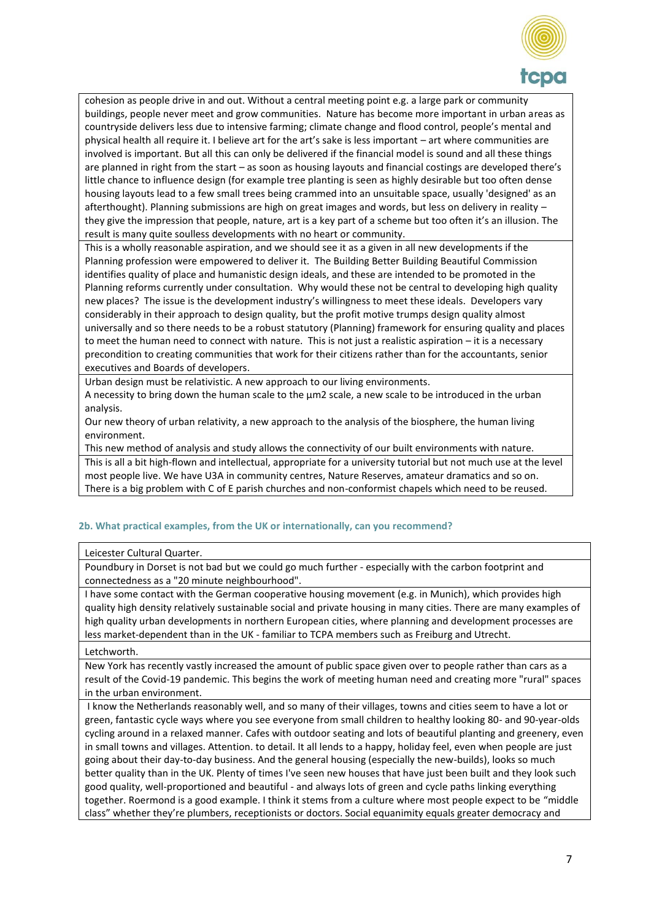| |
|---|
| cohesion as people drive in and out. Without a central meeting point e.g. a large park or community buildings, people never meet and grow communities. Nature has become more important in urban areas as countryside delivers less due to intensive farming; climate change and flood control, people's mental and physical health all require it. I believe art for the art's sake is less important – art where communities are involved is important. But all this can only be delivered if the financial model is sound and all these things are planned in right from the start – as soon as housing layouts and financial costings are developed there's little chance to influence design (for example tree planting is seen as highly desirable but too often dense housing layouts lead to a few small trees being crammed into an unsuitable space, usually 'designed' as an afterthought). Planning submissions are high on great images and words, but less on delivery in reality – they give the impression that people, nature, art is a key part of a scheme but too often it's an illusion. The result is many quite soulless developments with no heart or community. |
| This is a wholly reasonable aspiration, and we should see it as a given in all new developments if the Planning profession were empowered to deliver it. The Building Better Building Beautiful Commission identifies quality of place and humanistic design ideals, and these are intended to be promoted in the Planning reforms currently under consultation. Why would these not be central to developing high quality new places? The issue is the development industry's willingness to meet these ideals. Developers vary considerably in their approach to design quality, but the profit motive trumps design quality almost universally and so there needs to be a robust statutory (Planning) framework for ensuring quality and places to meet the human need to connect with nature. This is not just a realistic aspiration – it is a necessary precondition to creating communities that work for their citizens rather than for the accountants, senior executives and Boards of developers. |
| Urban design must be relativistic. A new approach to our living environments.<br>A necessity to bring down the human scale to the µm2 scale, a new scale to be introduced in the urban analysis.<br>Our new theory of urban relativity, a new approach to the analysis of the biosphere, the human living environment.<br>This new method of analysis and study allows the connectivity of our built environments with nature. |
| This is all a bit high-flown and intellectual, appropriate for a university tutorial but not much use at the level most people live. We have U3A in community centres, Nature Reserves, amateur dramatics and so on. There is a big problem with C of E parish churches and non-conformist chapels which need to be reused. |

## 2b. What practical examples, from the UK or internationally, can you recommend?

| |
|---|
| Leicester Cultural Quarter. |
| Poundbury in Dorset is not bad but we could go much further - especially with the carbon footprint and connectedness as a "20 minute neighbourhood". |
| I have some contact with the German cooperative housing movement (e.g. in Munich), which provides high quality high density relatively sustainable social and private housing in many cities. There are many examples of high quality urban developments in northern European cities, where planning and development processes are less market-dependent than in the UK - familiar to TCPA members such as Freiburg and Utrecht. |
| Letchworth. |
| New York has recently vastly increased the amount of public space given over to people rather than cars as a result of the Covid-19 pandemic. This begins the work of meeting human need and creating more "rural" spaces in the urban environment. |
| I know the Netherlands reasonably well, and so many of their villages, towns and cities seem to have a lot or green, fantastic cycle ways where you see everyone from small children to healthy looking 80- and 90-year-olds cycling around in a relaxed manner. Cafes with outdoor seating and lots of beautiful planting and greenery, even in small towns and villages. Attention. to detail. It all lends to a happy, holiday feel, even when people are just going about their day-to-day business. And the general housing (especially the new-builds), looks so much better quality than in the UK. Plenty of times I've seen new houses that have just been built and they look such good quality, well-proportioned and beautiful - and always lots of green and cycle paths linking everything together. Roermond is a good example. I think it stems from a culture where most people expect to be "middle class" whether they're plumbers, receptionists or doctors. Social equanimity equals greater democracy and |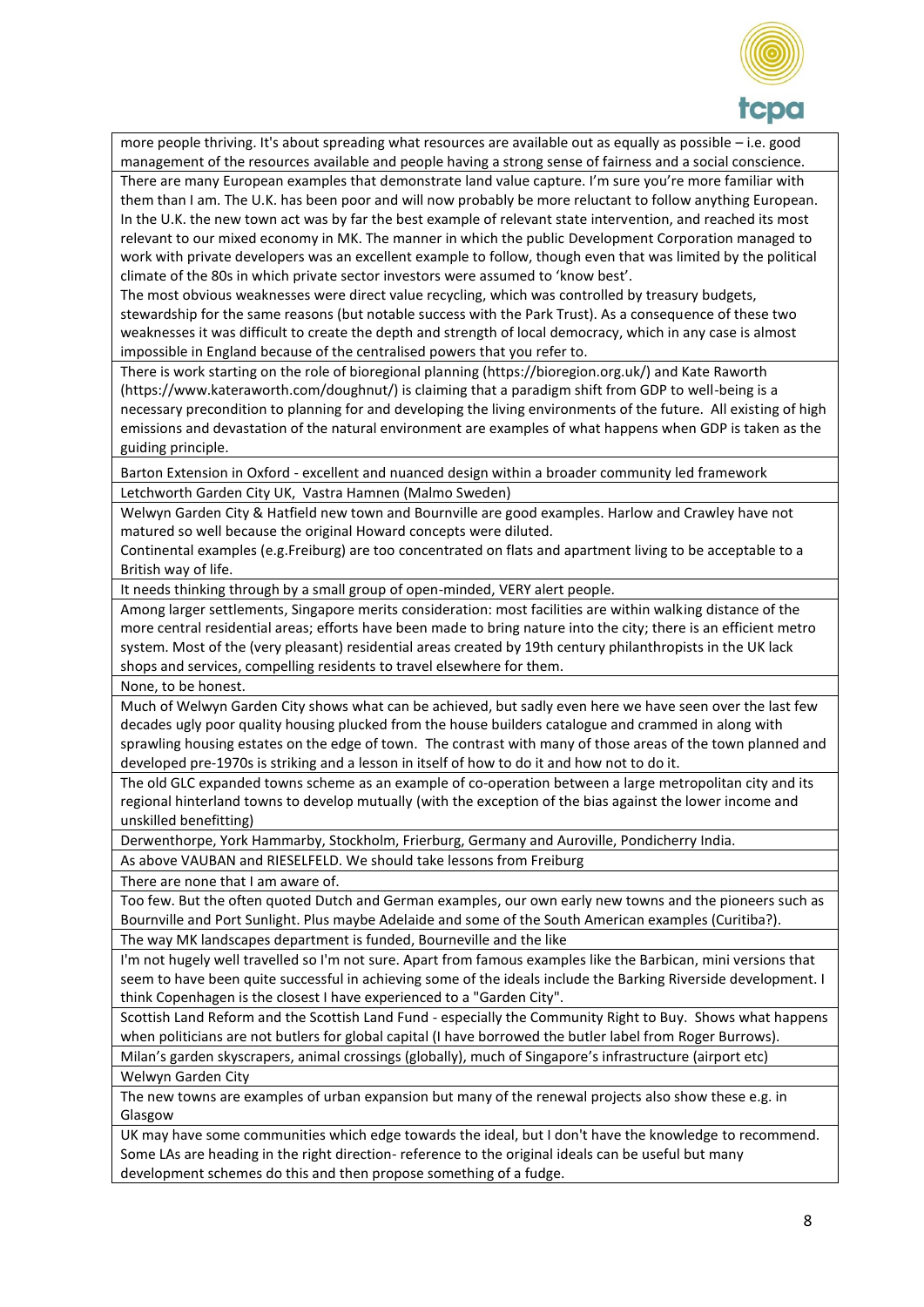| |
|---|
| more people thriving. It's about spreading what resources are available out as equally as possible – i.e. good management of the resources available and people having a strong sense of fairness and a social conscience. |
| There are many European examples that demonstrate land value capture. I'm sure you're more familiar with them than I am. The U.K. has been poor and will now probably be more reluctant to follow anything European. In the U.K. the new town act was by far the best example of relevant state intervention, and reached its most relevant to our mixed economy in MK. The manner in which the public Development Corporation managed to work with private developers was an excellent example to follow, though even that was limited by the political climate of the 80s in which private sector investors were assumed to 'know best'.<br>The most obvious weaknesses were direct value recycling, which was controlled by treasury budgets, stewardship for the same reasons (but notable success with the Park Trust). As a consequence of these two weaknesses it was difficult to create the depth and strength of local democracy, which in any case is almost impossible in England because of the centralised powers that you refer to. |
| There is work starting on the role of bioregional planning (https://bioregion.org.uk/) and Kate Raworth (https://www.kateraworth.com/doughnut/) is claiming that a paradigm shift from GDP to well-being is a necessary precondition to planning for and developing the living environments of the future. All existing of high emissions and devastation of the natural environment are examples of what happens when GDP is taken as the guiding principle. |
| Barton Extension in Oxford - excellent and nuanced design within a broader community led framework |
| Letchworth Garden City UK, Vastra Hamnen (Malmo Sweden) |
| Welwyn Garden City & Hatfield new town and Bournville are good examples. Harlow and Crawley have not matured so well because the original Howard concepts were diluted.<br>Continental examples (e.g.Freiburg) are too concentrated on flats and apartment living to be acceptable to a British way of life. |
| It needs thinking through by a small group of open-minded, VERY alert people. |
| Among larger settlements, Singapore merits consideration: most facilities are within walking distance of the more central residential areas; efforts have been made to bring nature into the city; there is an efficient metro system. Most of the (very pleasant) residential areas created by 19th century philanthropists in the UK lack shops and services, compelling residents to travel elsewhere for them. |
| None, to be honest. |
| Much of Welwyn Garden City shows what can be achieved, but sadly even here we have seen over the last few decades ugly poor quality housing plucked from the house builders catalogue and crammed in along with sprawling housing estates on the edge of town. The contrast with many of those areas of the town planned and developed pre-1970s is striking and a lesson in itself of how to do it and how not to do it. |
| The old GLC expanded towns scheme as an example of co-operation between a large metropolitan city and its regional hinterland towns to develop mutually (with the exception of the bias against the lower income and unskilled benefitting) |
| Derwenthorpe, York Hammarby, Stockholm, Frierburg, Germany and Auroville, Pondicherry India. |
| As above VAUBAN and RIESELFELD. We should take lessons from Freiburg |
| There are none that I am aware of. |
| Too few. But the often quoted Dutch and German examples, our own early new towns and the pioneers such as Bournville and Port Sunlight. Plus maybe Adelaide and some of the South American examples (Curitiba?). |
| The way MK landscapes department is funded, Bourneville and the like |
| I'm not hugely well travelled so I'm not sure. Apart from famous examples like the Barbican, mini versions that seem to have been quite successful in achieving some of the ideals include the Barking Riverside development. I think Copenhagen is the closest I have experienced to a "Garden City". |
| Scottish Land Reform and the Scottish Land Fund - especially the Community Right to Buy. Shows what happens when politicians are not butlers for global capital (I have borrowed the butler label from Roger Burrows). |
| Milan's garden skyscrapers, animal crossings (globally), much of Singapore's infrastructure (airport etc) |
| Welwyn Garden City |
| The new towns are examples of urban expansion but many of the renewal projects also show these e.g. in Glasgow |
| UK may have some communities which edge towards the ideal, but I don't have the knowledge to recommend. Some LAs are heading in the right direction- reference to the original ideals can be useful but many development schemes do this and then propose something of a fudge. |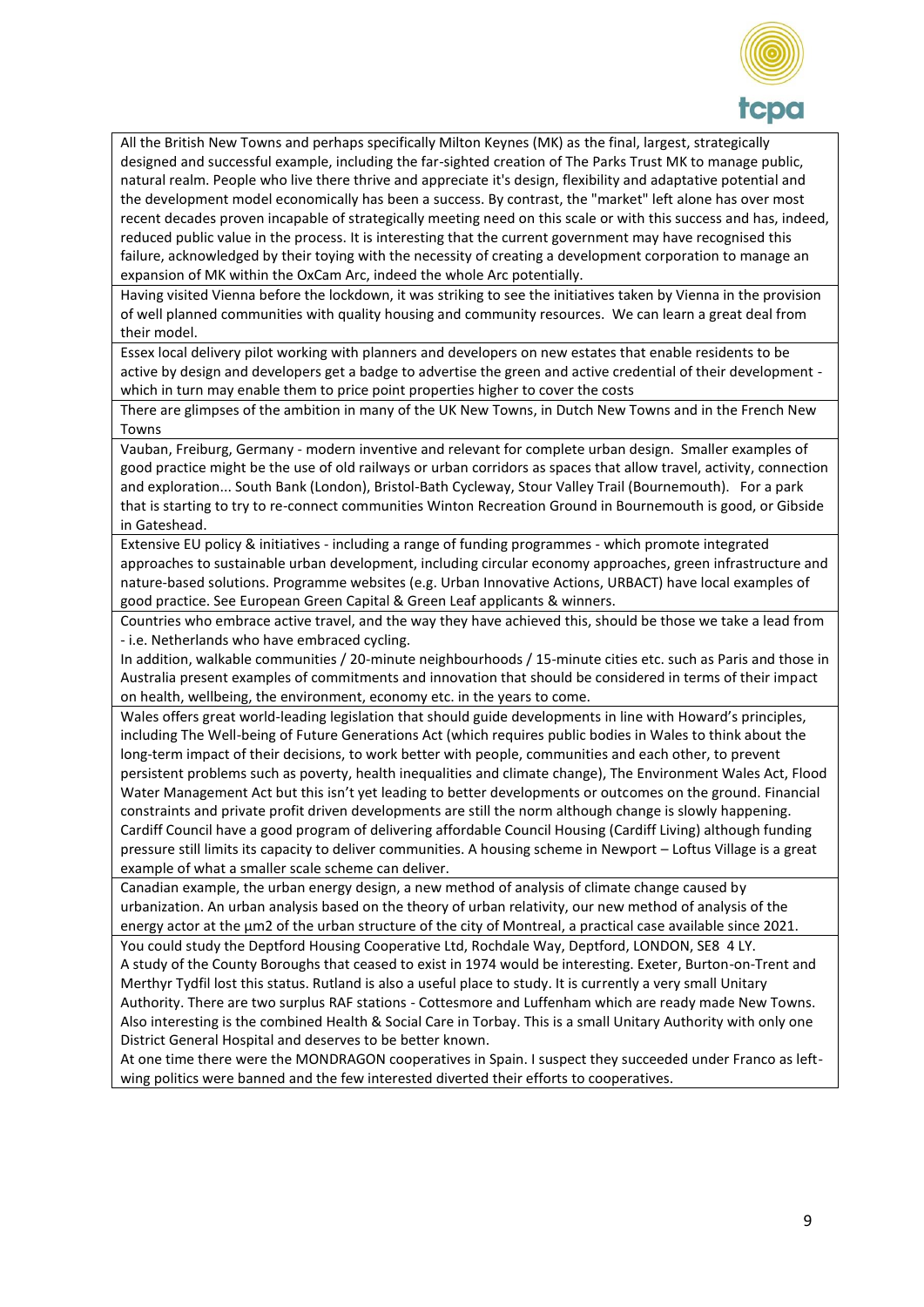| |
|---|
| All the British New Towns and perhaps specifically Milton Keynes (MK) as the final, largest, strategically designed and successful example, including the far-sighted creation of The Parks Trust MK to manage public, natural realm. People who live there thrive and appreciate it's design, flexibility and adaptative potential and the development model economically has been a success. By contrast, the "market" left alone has over most recent decades proven incapable of strategically meeting need on this scale or with this success and has, indeed, reduced public value in the process. It is interesting that the current government may have recognised this failure, acknowledged by their toying with the necessity of creating a development corporation to manage an expansion of MK within the OxCam Arc, indeed the whole Arc potentially. |
| Having visited Vienna before the lockdown, it was striking to see the initiatives taken by Vienna in the provision of well planned communities with quality housing and community resources. We can learn a great deal from their model. |
| Essex local delivery pilot working with planners and developers on new estates that enable residents to be active by design and developers get a badge to advertise the green and active credential of their development - which in turn may enable them to price point properties higher to cover the costs |
| There are glimpses of the ambition in many of the UK New Towns, in Dutch New Towns and in the French New Towns |
| Vauban, Freiburg, Germany - modern inventive and relevant for complete urban design. Smaller examples of good practice might be the use of old railways or urban corridors as spaces that allow travel, activity, connection and exploration... South Bank (London), Bristol-Bath Cycleway, Stour Valley Trail (Bournemouth). For a park that is starting to try to re-connect communities Winton Recreation Ground in Bournemouth is good, or Gibside in Gateshead. |
| Extensive EU policy & initiatives - including a range of funding programmes - which promote integrated approaches to sustainable urban development, including circular economy approaches, green infrastructure and nature-based solutions. Programme websites (e.g. Urban Innovative Actions, URBACT) have local examples of good practice. See European Green Capital & Green Leaf applicants & winners. |
| Countries who embrace active travel, and the way they have achieved this, should be those we take a lead from - i.e. Netherlands who have embraced cycling.<br>In addition, walkable communities / 20-minute neighbourhoods / 15-minute cities etc. such as Paris and those in Australia present examples of commitments and innovation that should be considered in terms of their impact on health, wellbeing, the environment, economy etc. in the years to come. |
| Wales offers great world-leading legislation that should guide developments in line with Howard's principles, including The Well-being of Future Generations Act (which requires public bodies in Wales to think about the long-term impact of their decisions, to work better with people, communities and each other, to prevent persistent problems such as poverty, health inequalities and climate change), The Environment Wales Act, Flood Water Management Act but this isn't yet leading to better developments or outcomes on the ground. Financial constraints and private profit driven developments are still the norm although change is slowly happening. Cardiff Council have a good program of delivering affordable Council Housing (Cardiff Living) although funding pressure still limits its capacity to deliver communities. A housing scheme in Newport – Loftus Village is a great example of what a smaller scale scheme can deliver. |
| Canadian example, the urban energy design, a new method of analysis of climate change caused by urbanization. An urban analysis based on the theory of urban relativity, our new method of analysis of the energy actor at the µm2 of the urban structure of the city of Montreal, a practical case available since 2021. |
| You could study the Deptford Housing Cooperative Ltd, Rochdale Way, Deptford, LONDON, SE8 4 LY.<br>A study of the County Boroughs that ceased to exist in 1974 would be interesting. Exeter, Burton-on-Trent and Merthyr Tydfil lost this status. Rutland is also a useful place to study. It is currently a very small Unitary Authority. There are two surplus RAF stations - Cottesmore and Luffenham which are ready made New Towns. Also interesting is the combined Health & Social Care in Torbay. This is a small Unitary Authority with only one District General Hospital and deserves to be better known.<br>At one time there were the MONDRAGON cooperatives in Spain. I suspect they succeeded under Franco as left-wing politics were banned and the few interested diverted their efforts to cooperatives. |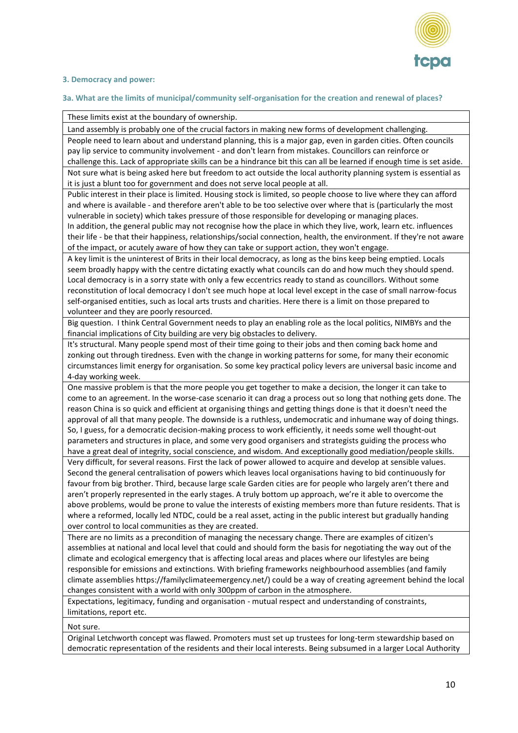### 3. Democracy and power:

#### 3a. What are the limits of municipal/community self-organisation for the creation and renewal of places?

| |
|---|
| These limits exist at the boundary of ownership. |
| Land assembly is probably one of the crucial factors in making new forms of development challenging. |
| People need to learn about and understand planning, this is a major gap, even in garden cities. Often councils pay lip service to community involvement - and don't learn from mistakes. Councillors can reinforce or challenge this. Lack of appropriate skills can be a hindrance bit this can all be learned if enough time is set aside. |
| Not sure what is being asked here but freedom to act outside the local authority planning system is essential as it is just a blunt too for government and does not serve local people at all. |
| Public interest in their place is limited. Housing stock is limited, so people choose to live where they can afford and where is available - and therefore aren't able to be too selective over where that is (particularly the most vulnerable in society) which takes pressure of those responsible for developing or managing places.<br>In addition, the general public may not recognise how the place in which they live, work, learn etc. influences their life - be that their happiness, relationships/social connection, health, the environment. If they're not aware of the impact, or acutely aware of how they can take or support action, they won't engage. |
| A key limit is the uninterest of Brits in their local democracy, as long as the bins keep being emptied. Locals seem broadly happy with the centre dictating exactly what councils can do and how much they should spend. Local democracy is in a sorry state with only a few eccentrics ready to stand as councillors. Without some reconstitution of local democracy I don't see much hope at local level except in the case of small narrow-focus self-organised entities, such as local arts trusts and charities. Here there is a limit on those prepared to volunteer and they are poorly resourced. |
| Big question. I think Central Government needs to play an enabling role as the local politics, NIMBYs and the financial implications of City building are very big obstacles to delivery. |
| It's structural. Many people spend most of their time going to their jobs and then coming back home and zonking out through tiredness. Even with the change in working patterns for some, for many their economic circumstances limit energy for organisation. So some key practical policy levers are universal basic income and 4-day working week. |
| One massive problem is that the more people you get together to make a decision, the longer it can take to come to an agreement. In the worse-case scenario it can drag a process out so long that nothing gets done. The reason China is so quick and efficient at organising things and getting things done is that it doesn't need the approval of all that many people. The downside is a ruthless, undemocratic and inhumane way of doing things. So, I guess, for a democratic decision-making process to work efficiently, it needs some well thought-out parameters and structures in place, and some very good organisers and strategists guiding the process who have a great deal of integrity, social conscience, and wisdom. And exceptionally good mediation/people skills. |
| Very difficult, for several reasons. First the lack of power allowed to acquire and develop at sensible values. Second the general centralisation of powers which leaves local organisations having to bid continuously for favour from big brother. Third, because large scale Garden cities are for people who largely aren't there and aren't properly represented in the early stages. A truly bottom up approach, we're it able to overcome the above problems, would be prone to value the interests of existing members more than future residents. That is where a reformed, locally led NTDC, could be a real asset, acting in the public interest but gradually handing over control to local communities as they are created. |
| There are no limits as a precondition of managing the necessary change. There are examples of citizen's assemblies at national and local level that could and should form the basis for negotiating the way out of the climate and ecological emergency that is affecting local areas and places where our lifestyles are being responsible for emissions and extinctions. With briefing frameworks neighbourhood assemblies (and family climate assemblies https://familyclimateemergency.net/) could be a way of creating agreement behind the local changes consistent with a world with only 300ppm of carbon in the atmosphere. |
| Expectations, legitimacy, funding and organisation - mutual respect and understanding of constraints, limitations, report etc. |
| Not sure. |
| Original Letchworth concept was flawed. Promoters must set up trustees for long-term stewardship based on democratic representation of the residents and their local interests. Being subsumed in a larger Local Authority |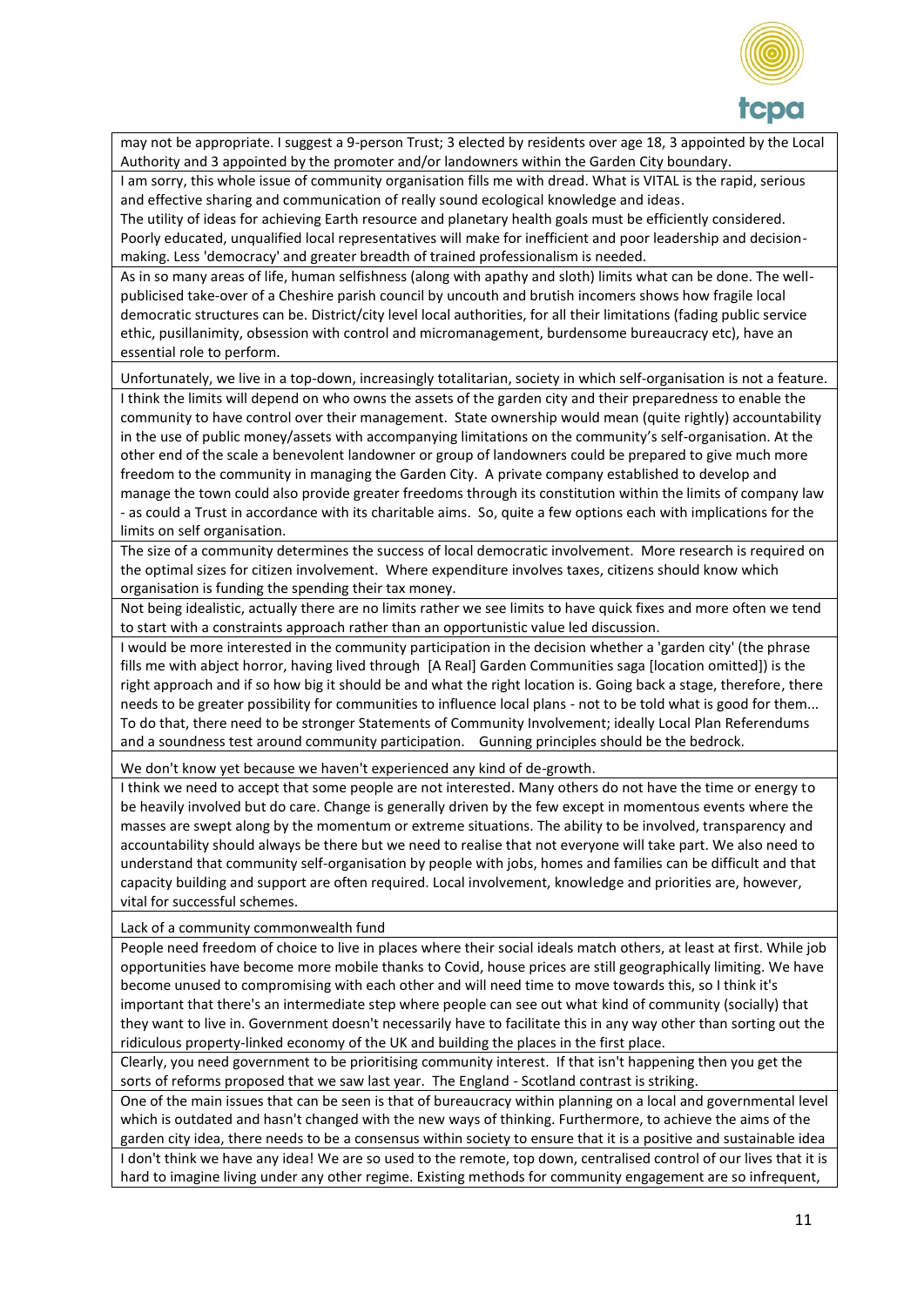| |
|---|
| may not be appropriate. I suggest a 9-person Trust; 3 elected by residents over age 18, 3 appointed by the Local Authority and 3 appointed by the promoter and/or landowners within the Garden City boundary. |
| I am sorry, this whole issue of community organisation fills me with dread. What is VITAL is the rapid, serious and effective sharing and communication of really sound ecological knowledge and ideas. The utility of ideas for achieving Earth resource and planetary health goals must be efficiently considered. Poorly educated, unqualified local representatives will make for inefficient and poor leadership and decision-making. Less 'democracy' and greater breadth of trained professionalism is needed. |
| As in so many areas of life, human selfishness (along with apathy and sloth) limits what can be done. The well-publicised take-over of a Cheshire parish council by uncouth and brutish incomers shows how fragile local democratic structures can be. District/city level local authorities, for all their limitations (fading public service ethic, pusillanimity, obsession with control and micromanagement, burdensome bureaucracy etc), have an essential role to perform. |
| Unfortunately, we live in a top-down, increasingly totalitarian, society in which self-organisation is not a feature. |
| I think the limits will depend on who owns the assets of the garden city and their preparedness to enable the community to have control over their management. State ownership would mean (quite rightly) accountability in the use of public money/assets with accompanying limitations on the community's self-organisation. At the other end of the scale a benevolent landowner or group of landowners could be prepared to give much more freedom to the community in managing the Garden City. A private company established to develop and manage the town could also provide greater freedoms through its constitution within the limits of company law - as could a Trust in accordance with its charitable aims. So, quite a few options each with implications for the limits on self organisation. |
| The size of a community determines the success of local democratic involvement. More research is required on the optimal sizes for citizen involvement. Where expenditure involves taxes, citizens should know which organisation is funding the spending their tax money. |
| Not being idealistic, actually there are no limits rather we see limits to have quick fixes and more often we tend to start with a constraints approach rather than an opportunistic value led discussion. |
| I would be more interested in the community participation in the decision whether a 'garden city' (the phrase fills me with abject horror, having lived through [A Real] Garden Communities saga [location omitted]) is the right approach and if so how big it should be and what the right location is. Going back a stage, therefore, there needs to be greater possibility for communities to influence local plans - not to be told what is good for them... To do that, there need to be stronger Statements of Community Involvement; ideally Local Plan Referendums and a soundness test around community participation. Gunning principles should be the bedrock. |
| We don't know yet because we haven't experienced any kind of de-growth. |
| I think we need to accept that some people are not interested. Many others do not have the time or energy to be heavily involved but do care. Change is generally driven by the few except in momentous events where the masses are swept along by the momentum or extreme situations. The ability to be involved, transparency and accountability should always be there but we need to realise that not everyone will take part. We also need to understand that community self-organisation by people with jobs, homes and families can be difficult and that capacity building and support are often required. Local involvement, knowledge and priorities are, however, vital for successful schemes. |
| Lack of a community commonwealth fund |
| People need freedom of choice to live in places where their social ideals match others, at least at first. While job opportunities have become more mobile thanks to Covid, house prices are still geographically limiting. We have become unused to compromising with each other and will need time to move towards this, so I think it's important that there's an intermediate step where people can see out what kind of community (socially) that they want to live in. Government doesn't necessarily have to facilitate this in any way other than sorting out the ridiculous property-linked economy of the UK and building the places in the first place. |
| Clearly, you need government to be prioritising community interest. If that isn't happening then you get the sorts of reforms proposed that we saw last year. The England - Scotland contrast is striking. |
| One of the main issues that can be seen is that of bureaucracy within planning on a local and governmental level which is outdated and hasn't changed with the new ways of thinking. Furthermore, to achieve the aims of the garden city idea, there needs to be a consensus within society to ensure that it is a positive and sustainable idea |
| I don't think we have any idea! We are so used to the remote, top down, centralised control of our lives that it is hard to imagine living under any other regime. Existing methods for community engagement are so infrequent, |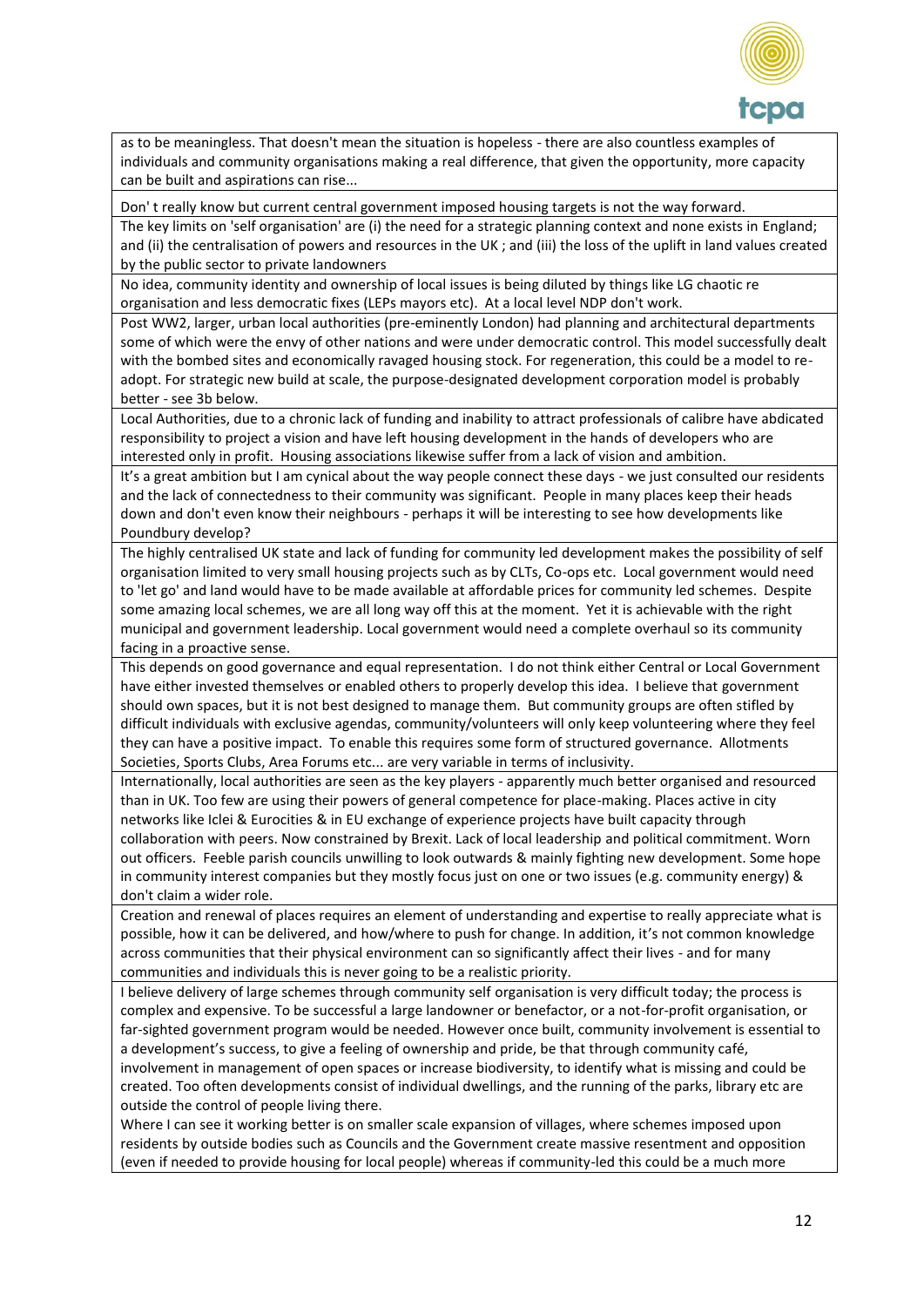| |
|---|
| as to be meaningless. That doesn't mean the situation is hopeless - there are also countless examples of individuals and community organisations making a real difference, that given the opportunity, more capacity can be built and aspirations can rise... |
| Don' t really know but current central government imposed housing targets is not the way forward. |
| The key limits on 'self organisation' are (i) the need for a strategic planning context and none exists in England; and (ii) the centralisation of powers and resources in the UK ; and (iii) the loss of the uplift in land values created by the public sector to private landowners |
| No idea, community identity and ownership of local issues is being diluted by things like LG chaotic re organisation and less democratic fixes (LEPs mayors etc). At a local level NDP don't work. |
| Post WW2, larger, urban local authorities (pre-eminently London) had planning and architectural departments some of which were the envy of other nations and were under democratic control. This model successfully dealt with the bombed sites and economically ravaged housing stock. For regeneration, this could be a model to re-adopt. For strategic new build at scale, the purpose-designated development corporation model is probably better - see 3b below. |
| Local Authorities, due to a chronic lack of funding and inability to attract professionals of calibre have abdicated responsibility to project a vision and have left housing development in the hands of developers who are interested only in profit. Housing associations likewise suffer from a lack of vision and ambition. |
| It's a great ambition but I am cynical about the way people connect these days - we just consulted our residents and the lack of connectedness to their community was significant. People in many places keep their heads down and don't even know their neighbours - perhaps it will be interesting to see how developments like Poundbury develop? |
| The highly centralised UK state and lack of funding for community led development makes the possibility of self organisation limited to very small housing projects such as by CLTs, Co-ops etc. Local government would need to 'let go' and land would have to be made available at affordable prices for community led schemes. Despite some amazing local schemes, we are all long way off this at the moment. Yet it is achievable with the right municipal and government leadership. Local government would need a complete overhaul so its community facing in a proactive sense. |
| This depends on good governance and equal representation. I do not think either Central or Local Government have either invested themselves or enabled others to properly develop this idea. I believe that government should own spaces, but it is not best designed to manage them. But community groups are often stifled by difficult individuals with exclusive agendas, community/volunteers will only keep volunteering where they feel they can have a positive impact. To enable this requires some form of structured governance. Allotments Societies, Sports Clubs, Area Forums etc... are very variable in terms of inclusivity. |
| Internationally, local authorities are seen as the key players - apparently much better organised and resourced than in UK. Too few are using their powers of general competence for place-making. Places active in city networks like Iclei & Eurocities & in EU exchange of experience projects have built capacity through collaboration with peers. Now constrained by Brexit. Lack of local leadership and political commitment. Worn out officers. Feeble parish councils unwilling to look outwards & mainly fighting new development. Some hope in community interest companies but they mostly focus just on one or two issues (e.g. community energy) & don't claim a wider role. |
| Creation and renewal of places requires an element of understanding and expertise to really appreciate what is possible, how it can be delivered, and how/where to push for change. In addition, it's not common knowledge across communities that their physical environment can so significantly affect their lives - and for many communities and individuals this is never going to be a realistic priority. |
| I believe delivery of large schemes through community self organisation is very difficult today; the process is complex and expensive. To be successful a large landowner or benefactor, or a not-for-profit organisation, or far-sighted government program would be needed. However once built, community involvement is essential to a development's success, to give a feeling of ownership and pride, be that through community café, involvement in management of open spaces or increase biodiversity, to identify what is missing and could be created. Too often developments consist of individual dwellings, and the running of the parks, library etc are outside the control of people living there. Where I can see it working better is on smaller scale expansion of villages, where schemes imposed upon residents by outside bodies such as Councils and the Government create massive resentment and opposition (even if needed to provide housing for local people) whereas if community-led this could be a much more |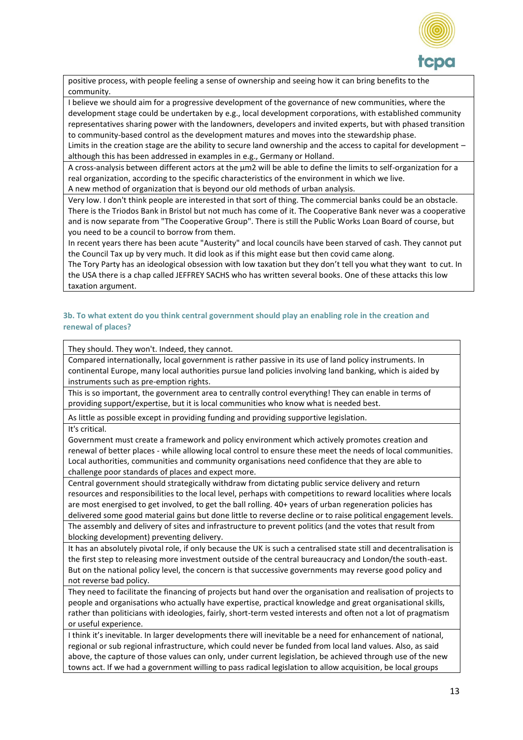| positive process, with people feeling a sense of ownership and seeing how it can bring benefits to the community. |
|---|
| I believe we should aim for a progressive development of the governance of new communities, where the development stage could be undertaken by e.g., local development corporations, with established community representatives sharing power with the landowners, developers and invited experts, but with phased transition to community-based control as the development matures and moves into the stewardship phase. Limits in the creation stage are the ability to secure land ownership and the access to capital for development – although this has been addressed in examples in e.g., Germany or Holland. |
| A cross-analysis between different actors at the µm2 will be able to define the limits to self-organization for a real organization, according to the specific characteristics of the environment in which we live. A new method of organization that is beyond our old methods of urban analysis. |
| Very low. I don't think people are interested in that sort of thing. The commercial banks could be an obstacle. There is the Triodos Bank in Bristol but not much has come of it. The Cooperative Bank never was a cooperative and is now separate from "The Cooperative Group". There is still the Public Works Loan Board of course, but you need to be a council to borrow from them. In recent years there has been acute "Austerity" and local councils have been starved of cash. They cannot put the Council Tax up by very much. It did look as if this might ease but then covid came along. The Tory Party has an ideological obsession with low taxation but they don't tell you what they want to cut. In the USA there is a chap called JEFFREY SACHS who has written several books. One of these attacks this low taxation argument. |

**3b. To what extent do you think central government should play an enabling role in the creation and renewal of places?**

| They should. They won't. Indeed, they cannot. |
|---|
| Compared internationally, local government is rather passive in its use of land policy instruments. In continental Europe, many local authorities pursue land policies involving land banking, which is aided by instruments such as pre-emption rights. |
| This is so important, the government area to centrally control everything! They can enable in terms of providing support/expertise, but it is local communities who know what is needed best. |
| As little as possible except in providing funding and providing supportive legislation. |
| It's critical. Government must create a framework and policy environment which actively promotes creation and renewal of better places - while allowing local control to ensure these meet the needs of local communities. Local authorities, communities and community organisations need confidence that they are able to challenge poor standards of places and expect more. |
| Central government should strategically withdraw from dictating public service delivery and return resources and responsibilities to the local level, perhaps with competitions to reward localities where locals are most energised to get involved, to get the ball rolling. 40+ years of urban regeneration policies has delivered some good material gains but done little to reverse decline or to raise political engagement levels. |
| The assembly and delivery of sites and infrastructure to prevent politics (and the votes that result from blocking development) preventing delivery. |
| It has an absolutely pivotal role, if only because the UK is such a centralised state still and decentralisation is the first step to releasing more investment outside of the central bureaucracy and London/the south-east. But on the national policy level, the concern is that successive governments may reverse good policy and not reverse bad policy. |
| They need to facilitate the financing of projects but hand over the organisation and realisation of projects to people and organisations who actually have expertise, practical knowledge and great organisational skills, rather than politicians with ideologies, fairly, short-term vested interests and often not a lot of pragmatism or useful experience. |
| I think it's inevitable. In larger developments there will inevitable be a need for enhancement of national, regional or sub regional infrastructure, which could never be funded from local land values. Also, as said above, the capture of those values can only, under current legislation, be achieved through use of the new towns act. If we had a government willing to pass radical legislation to allow acquisition, be local groups |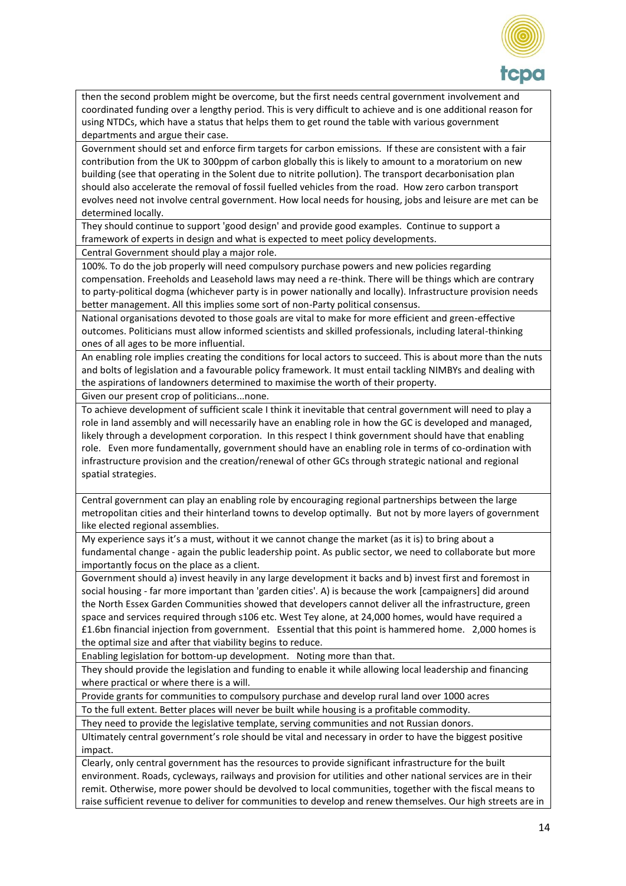| |
|---|
| then the second problem might be overcome, but the first needs central government involvement and coordinated funding over a lengthy period. This is very difficult to achieve and is one additional reason for using NTDCs, which have a status that helps them to get round the table with various government departments and argue their case. |
| Government should set and enforce firm targets for carbon emissions. If these are consistent with a fair contribution from the UK to 300ppm of carbon globally this is likely to amount to a moratorium on new building (see that operating in the Solent due to nitrite pollution). The transport decarbonisation plan should also accelerate the removal of fossil fuelled vehicles from the road. How zero carbon transport evolves need not involve central government. How local needs for housing, jobs and leisure are met can be determined locally. |
| They should continue to support 'good design' and provide good examples. Continue to support a framework of experts in design and what is expected to meet policy developments. |
| Central Government should play a major role. |
| 100%. To do the job properly will need compulsory purchase powers and new policies regarding compensation. Freeholds and Leasehold laws may need a re-think. There will be things which are contrary to party-political dogma (whichever party is in power nationally and locally). Infrastructure provision needs better management. All this implies some sort of non-Party political consensus. |
| National organisations devoted to those goals are vital to make for more efficient and green-effective outcomes. Politicians must allow informed scientists and skilled professionals, including lateral-thinking ones of all ages to be more influential. |
| An enabling role implies creating the conditions for local actors to succeed. This is about more than the nuts and bolts of legislation and a favourable policy framework. It must entail tackling NIMBYs and dealing with the aspirations of landowners determined to maximise the worth of their property. |
| Given our present crop of politicians...none. |
| To achieve development of sufficient scale I think it inevitable that central government will need to play a role in land assembly and will necessarily have an enabling role in how the GC is developed and managed, likely through a development corporation. In this respect I think government should have that enabling role. Even more fundamentally, government should have an enabling role in terms of co-ordination with infrastructure provision and the creation/renewal of other GCs through strategic national and regional spatial strategies. |
| Central government can play an enabling role by encouraging regional partnerships between the large metropolitan cities and their hinterland towns to develop optimally. But not by more layers of government like elected regional assemblies. |
| My experience says it's a must, without it we cannot change the market (as it is) to bring about a fundamental change - again the public leadership point. As public sector, we need to collaborate but more importantly focus on the place as a client. |
| Government should a) invest heavily in any large development it backs and b) invest first and foremost in social housing - far more important than 'garden cities'. A) is because the work [campaigners] did around the North Essex Garden Communities showed that developers cannot deliver all the infrastructure, green space and services required through s106 etc. West Tey alone, at 24,000 homes, would have required a £1.6bn financial injection from government. Essential that this point is hammered home. 2,000 homes is the optimal size and after that viability begins to reduce. |
| Enabling legislation for bottom-up development. Noting more than that. |
| They should provide the legislation and funding to enable it while allowing local leadership and financing where practical or where there is a will. |
| Provide grants for communities to compulsory purchase and develop rural land over 1000 acres |
| To the full extent. Better places will never be built while housing is a profitable commodity. |
| They need to provide the legislative template, serving communities and not Russian donors. |
| Ultimately central government's role should be vital and necessary in order to have the biggest positive impact. |
| Clearly, only central government has the resources to provide significant infrastructure for the built environment. Roads, cycleways, railways and provision for utilities and other national services are in their remit. Otherwise, more power should be devolved to local communities, together with the fiscal means to raise sufficient revenue to deliver for communities to develop and renew themselves. Our high streets are in |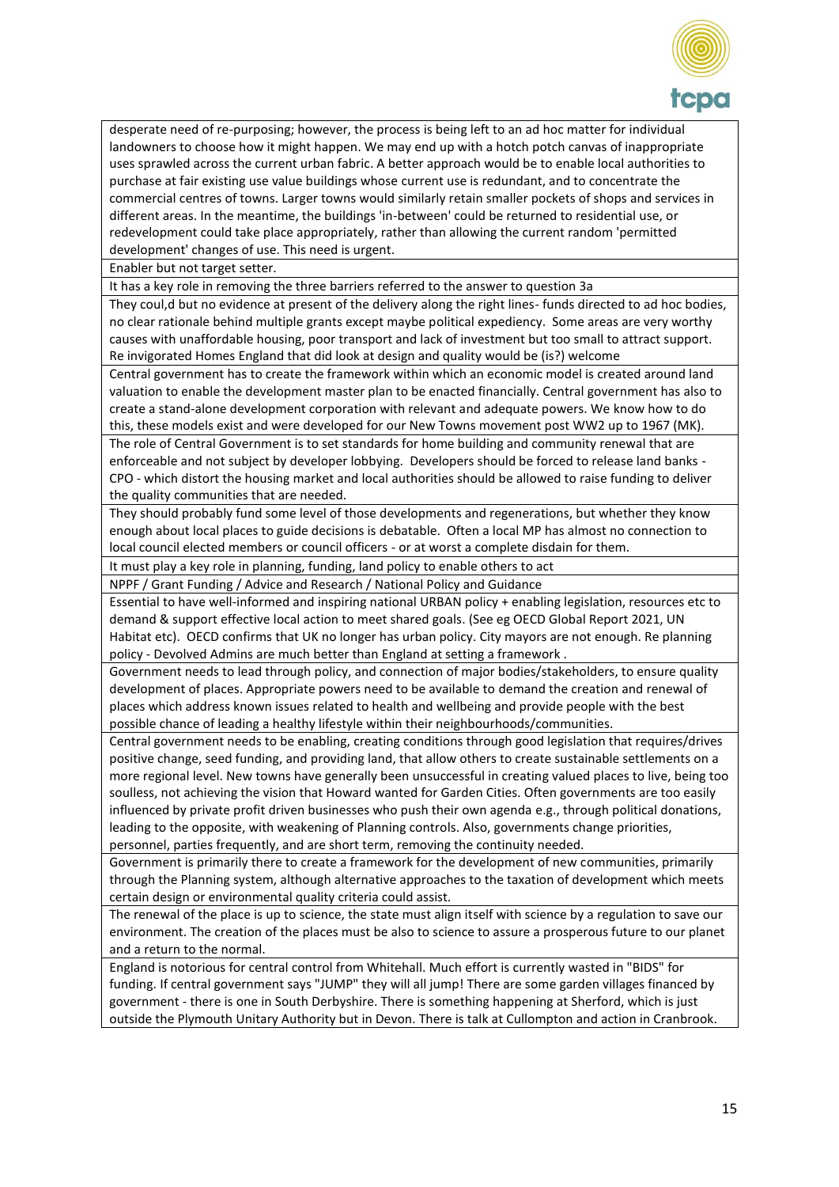| |
|---|
| desperate need of re-purposing; however, the process is being left to an ad hoc matter for individual landowners to choose how it might happen. We may end up with a hotch potch canvas of inappropriate uses sprawled across the current urban fabric. A better approach would be to enable local authorities to purchase at fair existing use value buildings whose current use is redundant, and to concentrate the commercial centres of towns. Larger towns would similarly retain smaller pockets of shops and services in different areas. In the meantime, the buildings 'in-between' could be returned to residential use, or redevelopment could take place appropriately, rather than allowing the current random 'permitted development' changes of use. This need is urgent. |
| Enabler but not target setter. |
| It has a key role in removing the three barriers referred to the answer to question 3a |
| They coul,d but no evidence at present of the delivery along the right lines- funds directed to ad hoc bodies, no clear rationale behind multiple grants except maybe political expediency. Some areas are very worthy causes with unaffordable housing, poor transport and lack of investment but too small to attract support. Re invigorated Homes England that did look at design and quality would be (is?) welcome |
| Central government has to create the framework within which an economic model is created around land valuation to enable the development master plan to be enacted financially. Central government has also to create a stand-alone development corporation with relevant and adequate powers. We know how to do this, these models exist and were developed for our New Towns movement post WW2 up to 1967 (MK). |
| The role of Central Government is to set standards for home building and community renewal that are enforceable and not subject by developer lobbying. Developers should be forced to release land banks - CPO - which distort the housing market and local authorities should be allowed to raise funding to deliver the quality communities that are needed. |
| They should probably fund some level of those developments and regenerations, but whether they know enough about local places to guide decisions is debatable. Often a local MP has almost no connection to local council elected members or council officers - or at worst a complete disdain for them. |
| It must play a key role in planning, funding, land policy to enable others to act |
| NPPF / Grant Funding / Advice and Research / National Policy and Guidance |
| Essential to have well-informed and inspiring national URBAN policy + enabling legislation, resources etc to demand & support effective local action to meet shared goals. (See eg OECD Global Report 2021, UN Habitat etc). OECD confirms that UK no longer has urban policy. City mayors are not enough. Re planning policy - Devolved Admins are much better than England at setting a framework . |
| Government needs to lead through policy, and connection of major bodies/stakeholders, to ensure quality development of places. Appropriate powers need to be available to demand the creation and renewal of places which address known issues related to health and wellbeing and provide people with the best possible chance of leading a healthy lifestyle within their neighbourhoods/communities. |
| Central government needs to be enabling, creating conditions through good legislation that requires/drives positive change, seed funding, and providing land, that allow others to create sustainable settlements on a more regional level. New towns have generally been unsuccessful in creating valued places to live, being too soulless, not achieving the vision that Howard wanted for Garden Cities. Often governments are too easily influenced by private profit driven businesses who push their own agenda e.g., through political donations, leading to the opposite, with weakening of Planning controls. Also, governments change priorities, personnel, parties frequently, and are short term, removing the continuity needed. |
| Government is primarily there to create a framework for the development of new communities, primarily through the Planning system, although alternative approaches to the taxation of development which meets certain design or environmental quality criteria could assist. |
| The renewal of the place is up to science, the state must align itself with science by a regulation to save our environment. The creation of the places must be also to science to assure a prosperous future to our planet and a return to the normal. |
| England is notorious for central control from Whitehall. Much effort is currently wasted in "BIDS" for funding. If central government says "JUMP" they will all jump! There are some garden villages financed by government - there is one in South Derbyshire. There is something happening at Sherford, which is just outside the Plymouth Unitary Authority but in Devon. There is talk at Cullompton and action in Cranbrook. |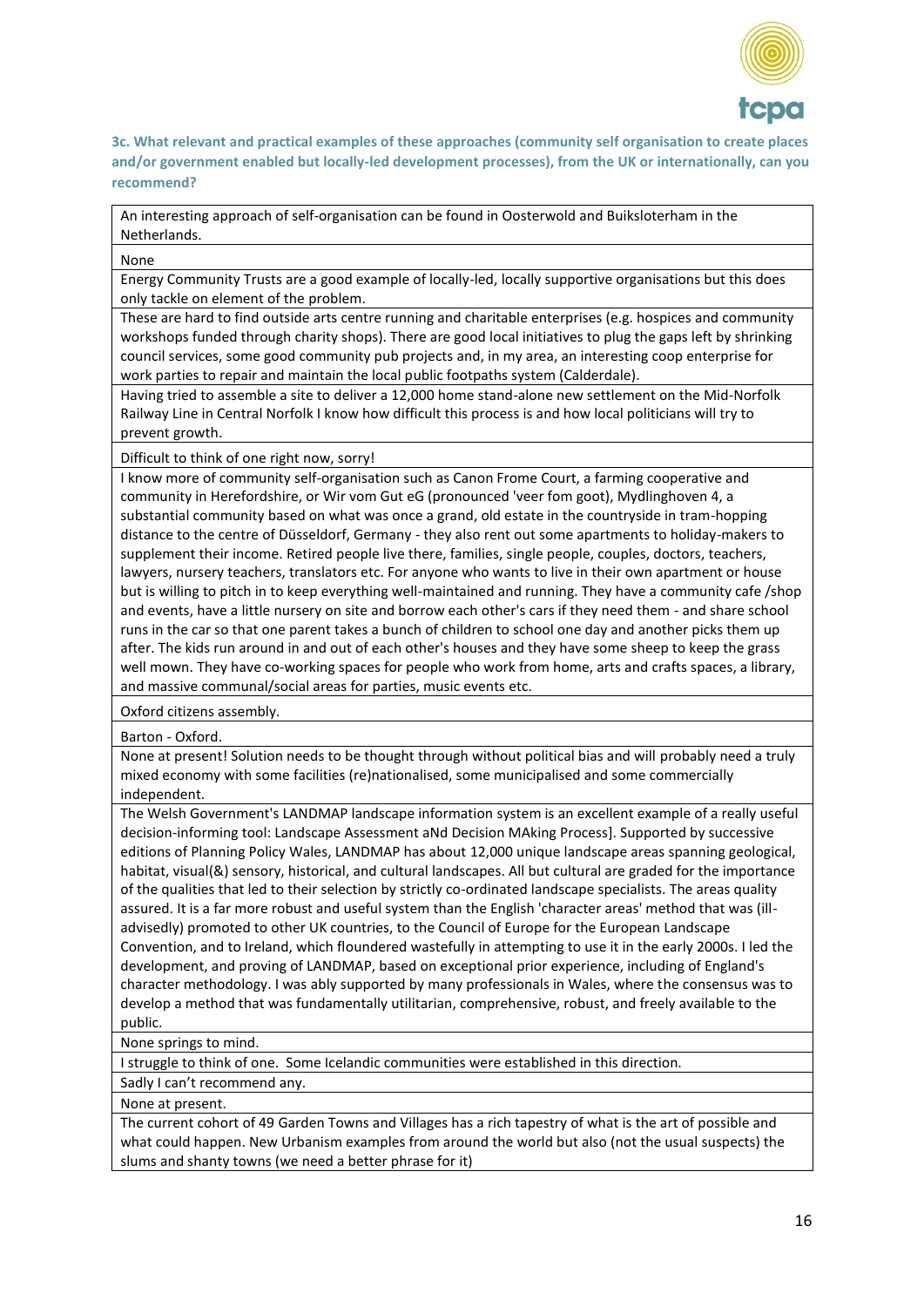### 3c. What relevant and practical examples of these approaches (community self organisation to create places and/or government enabled but locally-led development processes), from the UK or internationally, can you recommend?

| |
|---|
| An interesting approach of self-organisation can be found in Oosterwold and Buiksloterham in the Netherlands. |
| None |
| Energy Community Trusts are a good example of locally-led, locally supportive organisations but this does only tackle on element of the problem. |
| These are hard to find outside arts centre running and charitable enterprises (e.g. hospices and community workshops funded through charity shops). There are good local initiatives to plug the gaps left by shrinking council services, some good community pub projects and, in my area, an interesting coop enterprise for work parties to repair and maintain the local public footpaths system (Calderdale). |
| Having tried to assemble a site to deliver a 12,000 home stand-alone new settlement on the Mid-Norfolk Railway Line in Central Norfolk I know how difficult this process is and how local politicians will try to prevent growth. |
| Difficult to think of one right now, sorry! |
| I know more of community self-organisation such as Canon Frome Court, a farming cooperative and community in Herefordshire, or Wir vom Gut eG (pronounced 'veer fom goot), Mydlinghoven 4, a substantial community based on what was once a grand, old estate in the countryside in tram-hopping distance to the centre of Düsseldorf, Germany - they also rent out some apartments to holiday-makers to supplement their income. Retired people live there, families, single people, couples, doctors, teachers, lawyers, nursery teachers, translators etc. For anyone who wants to live in their own apartment or house but is willing to pitch in to keep everything well-maintained and running. They have a community cafe /shop and events, have a little nursery on site and borrow each other's cars if they need them - and share school runs in the car so that one parent takes a bunch of children to school one day and another picks them up after. The kids run around in and out of each other's houses and they have some sheep to keep the grass well mown. They have co-working spaces for people who work from home, arts and crafts spaces, a library, and massive communal/social areas for parties, music events etc. |
| Oxford citizens assembly. |
| Barton - Oxford. |
| None at present! Solution needs to be thought through without political bias and will probably need a truly mixed economy with some facilities (re)nationalised, some municipalised and some commercially independent. |
| The Welsh Government's LANDMAP landscape information system is an excellent example of a really useful decision-informing tool: Landscape Assessment aNd Decision MAking Process]. Supported by successive editions of Planning Policy Wales, LANDMAP has about 12,000 unique landscape areas spanning geological, habitat, visual(&) sensory, historical, and cultural landscapes. All but cultural are graded for the importance of the qualities that led to their selection by strictly co-ordinated landscape specialists. The areas quality assured. It is a far more robust and useful system than the English 'character areas' method that was (ill-advisedly) promoted to other UK countries, to the Council of Europe for the European Landscape Convention, and to Ireland, which floundered wastefully in attempting to use it in the early 2000s. I led the development, and proving of LANDMAP, based on exceptional prior experience, including of England's character methodology. I was ably supported by many professionals in Wales, where the consensus was to develop a method that was fundamentally utilitarian, comprehensive, robust, and freely available to the public. |
| None springs to mind. |
| I struggle to think of one. Some Icelandic communities were established in this direction. |
| Sadly I can't recommend any. |
| None at present. |
| The current cohort of 49 Garden Towns and Villages has a rich tapestry of what is the art of possible and what could happen. New Urbanism examples from around the world but also (not the usual suspects) the slums and shanty towns (we need a better phrase for it) |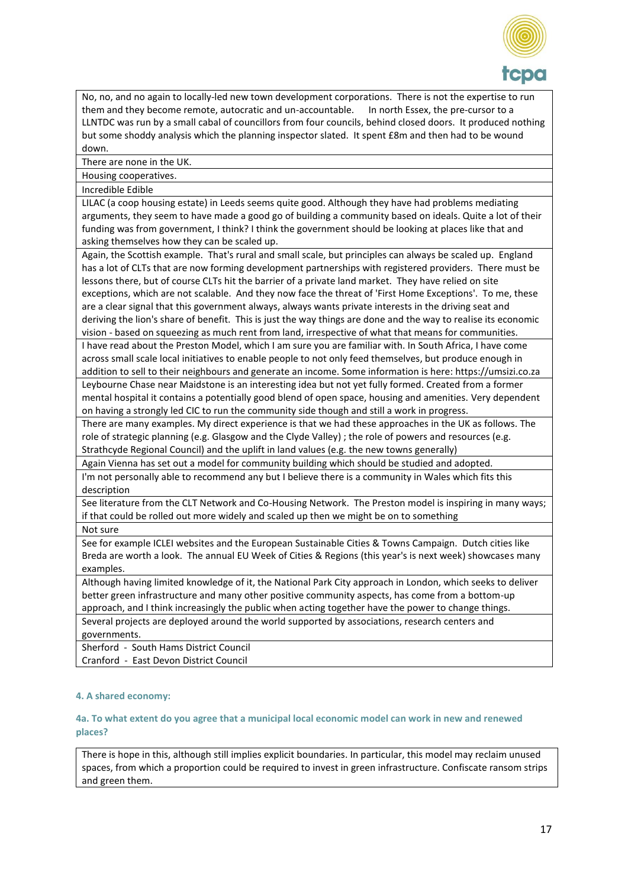| |
|---|
| No, no, and no again to locally-led new town development corporations. There is not the expertise to run them and they become remote, autocratic and un-accountable. In north Essex, the pre-cursor to a LLNTDC was run by a small cabal of councillors from four councils, behind closed doors. It produced nothing but some shoddy analysis which the planning inspector slated. It spent £8m and then had to be wound down. |
| There are none in the UK. |
| Housing cooperatives. |
| Incredible Edible |
| LILAC (a coop housing estate) in Leeds seems quite good. Although they have had problems mediating arguments, they seem to have made a good go of building a community based on ideals. Quite a lot of their funding was from government, I think? I think the government should be looking at places like that and asking themselves how they can be scaled up. |
| Again, the Scottish example. That's rural and small scale, but principles can always be scaled up. England has a lot of CLTs that are now forming development partnerships with registered providers. There must be lessons there, but of course CLTs hit the barrier of a private land market. They have relied on site exceptions, which are not scalable. And they now face the threat of 'First Home Exceptions'. To me, these are a clear signal that this government always, always wants private interests in the driving seat and deriving the lion's share of benefit. This is just the way things are done and the way to realise its economic vision - based on squeezing as much rent from land, irrespective of what that means for communities. |
| I have read about the Preston Model, which I am sure you are familiar with. In South Africa, I have come across small scale local initiatives to enable people to not only feed themselves, but produce enough in addition to sell to their neighbours and generate an income. Some information is here: https://umsizi.co.za |
| Leybourne Chase near Maidstone is an interesting idea but not yet fully formed. Created from a former mental hospital it contains a potentially good blend of open space, housing and amenities. Very dependent on having a strongly led CIC to run the community side though and still a work in progress. |
| There are many examples. My direct experience is that we had these approaches in the UK as follows. The role of strategic planning (e.g. Glasgow and the Clyde Valley) ; the role of powers and resources (e.g. Strathcyde Regional Council) and the uplift in land values (e.g. the new towns generally) |
| Again Vienna has set out a model for community building which should be studied and adopted. |
| I'm not personally able to recommend any but I believe there is a community in Wales which fits this description |
| See literature from the CLT Network and Co-Housing Network. The Preston model is inspiring in many ways; if that could be rolled out more widely and scaled up then we might be on to something |
| Not sure |
| See for example ICLEI websites and the European Sustainable Cities & Towns Campaign. Dutch cities like Breda are worth a look. The annual EU Week of Cities & Regions (this year's is next week) showcases many examples. |
| Although having limited knowledge of it, the National Park City approach in London, which seeks to deliver better green infrastructure and many other positive community aspects, has come from a bottom-up approach, and I think increasingly the public when acting together have the power to change things. |
| Several projects are deployed around the world supported by associations, research centers and governments. |
| Sherford - South Hams District Council<br>Cranford - East Devon District Council |

#### 4. A shared economy:

#### 4a. To what extent do you agree that a municipal local economic model can work in new and renewed places?

| |
|---|
| There is hope in this, although still implies explicit boundaries. In particular, this model may reclaim unused spaces, from which a proportion could be required to invest in green infrastructure. Confiscate ransom strips and green them. |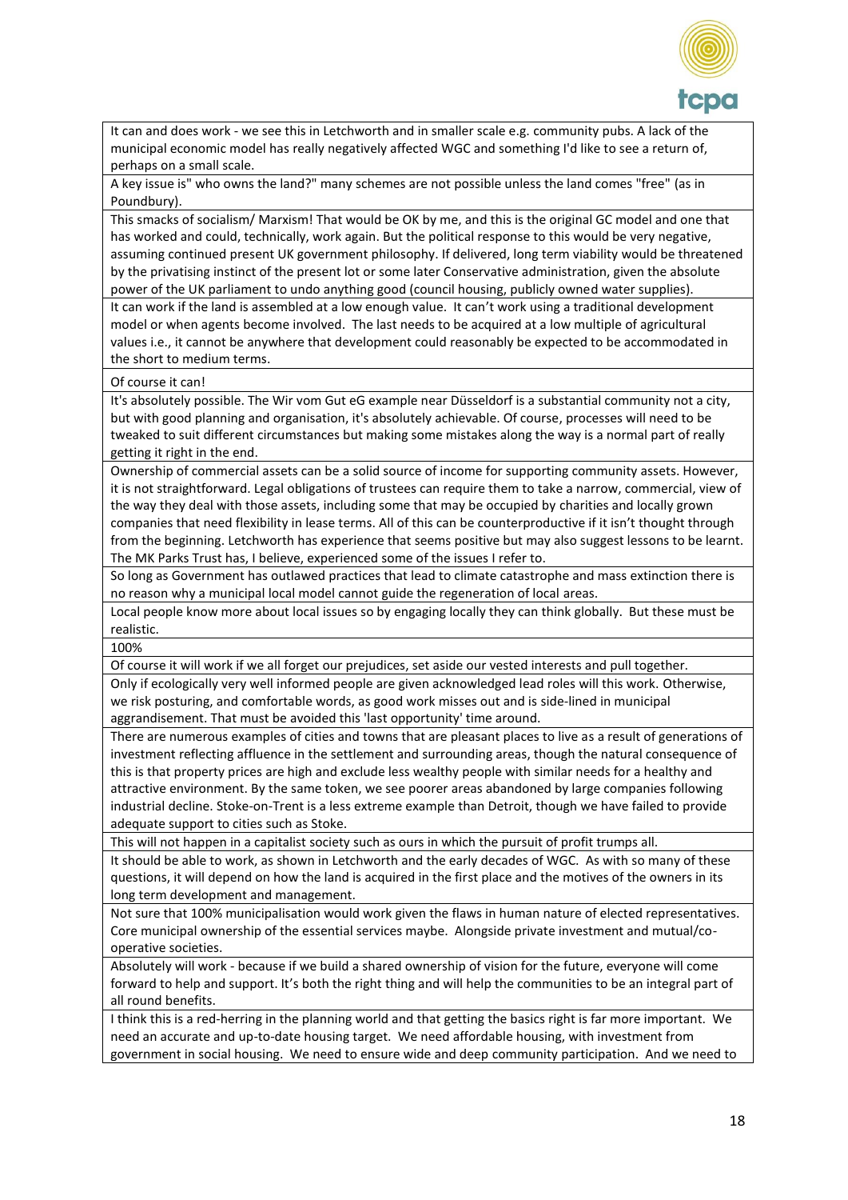| |
|---|
| It can and does work - we see this in Letchworth and in smaller scale e.g. community pubs. A lack of the municipal economic model has really negatively affected WGC and something I'd like to see a return of, perhaps on a small scale. |
| A key issue is" who owns the land?" many schemes are not possible unless the land comes "free" (as in Poundbury). |
| This smacks of socialism/ Marxism! That would be OK by me, and this is the original GC model and one that has worked and could, technically, work again. But the political response to this would be very negative, assuming continued present UK government philosophy. If delivered, long term viability would be threatened by the privatising instinct of the present lot or some later Conservative administration, given the absolute power of the UK parliament to undo anything good (council housing, publicly owned water supplies). |
| It can work if the land is assembled at a low enough value. It can't work using a traditional development model or when agents become involved. The last needs to be acquired at a low multiple of agricultural values i.e., it cannot be anywhere that development could reasonably be expected to be accommodated in the short to medium terms. |
| Of course it can! |
| It's absolutely possible. The Wir vom Gut eG example near Düsseldorf is a substantial community not a city, but with good planning and organisation, it's absolutely achievable. Of course, processes will need to be tweaked to suit different circumstances but making some mistakes along the way is a normal part of really getting it right in the end. |
| Ownership of commercial assets can be a solid source of income for supporting community assets. However, it is not straightforward. Legal obligations of trustees can require them to take a narrow, commercial, view of the way they deal with those assets, including some that may be occupied by charities and locally grown companies that need flexibility in lease terms. All of this can be counterproductive if it isn't thought through from the beginning. Letchworth has experience that seems positive but may also suggest lessons to be learnt. The MK Parks Trust has, I believe, experienced some of the issues I refer to. |
| So long as Government has outlawed practices that lead to climate catastrophe and mass extinction there is no reason why a municipal local model cannot guide the regeneration of local areas. |
| Local people know more about local issues so by engaging locally they can think globally. But these must be realistic. |
| 100% |
| Of course it will work if we all forget our prejudices, set aside our vested interests and pull together. |
| Only if ecologically very well informed people are given acknowledged lead roles will this work. Otherwise, we risk posturing, and comfortable words, as good work misses out and is side-lined in municipal aggrandisement. That must be avoided this 'last opportunity' time around. |
| There are numerous examples of cities and towns that are pleasant places to live as a result of generations of investment reflecting affluence in the settlement and surrounding areas, though the natural consequence of this is that property prices are high and exclude less wealthy people with similar needs for a healthy and attractive environment. By the same token, we see poorer areas abandoned by large companies following industrial decline. Stoke-on-Trent is a less extreme example than Detroit, though we have failed to provide adequate support to cities such as Stoke. |
| This will not happen in a capitalist society such as ours in which the pursuit of profit trumps all. |
| It should be able to work, as shown in Letchworth and the early decades of WGC. As with so many of these questions, it will depend on how the land is acquired in the first place and the motives of the owners in its long term development and management. |
| Not sure that 100% municipalisation would work given the flaws in human nature of elected representatives. Core municipal ownership of the essential services maybe. Alongside private investment and mutual/co-operative societies. |
| Absolutely will work - because if we build a shared ownership of vision for the future, everyone will come forward to help and support. It's both the right thing and will help the communities to be an integral part of all round benefits. |
| I think this is a red-herring in the planning world and that getting the basics right is far more important. We need an accurate and up-to-date housing target. We need affordable housing, with investment from government in social housing. We need to ensure wide and deep community participation. And we need to |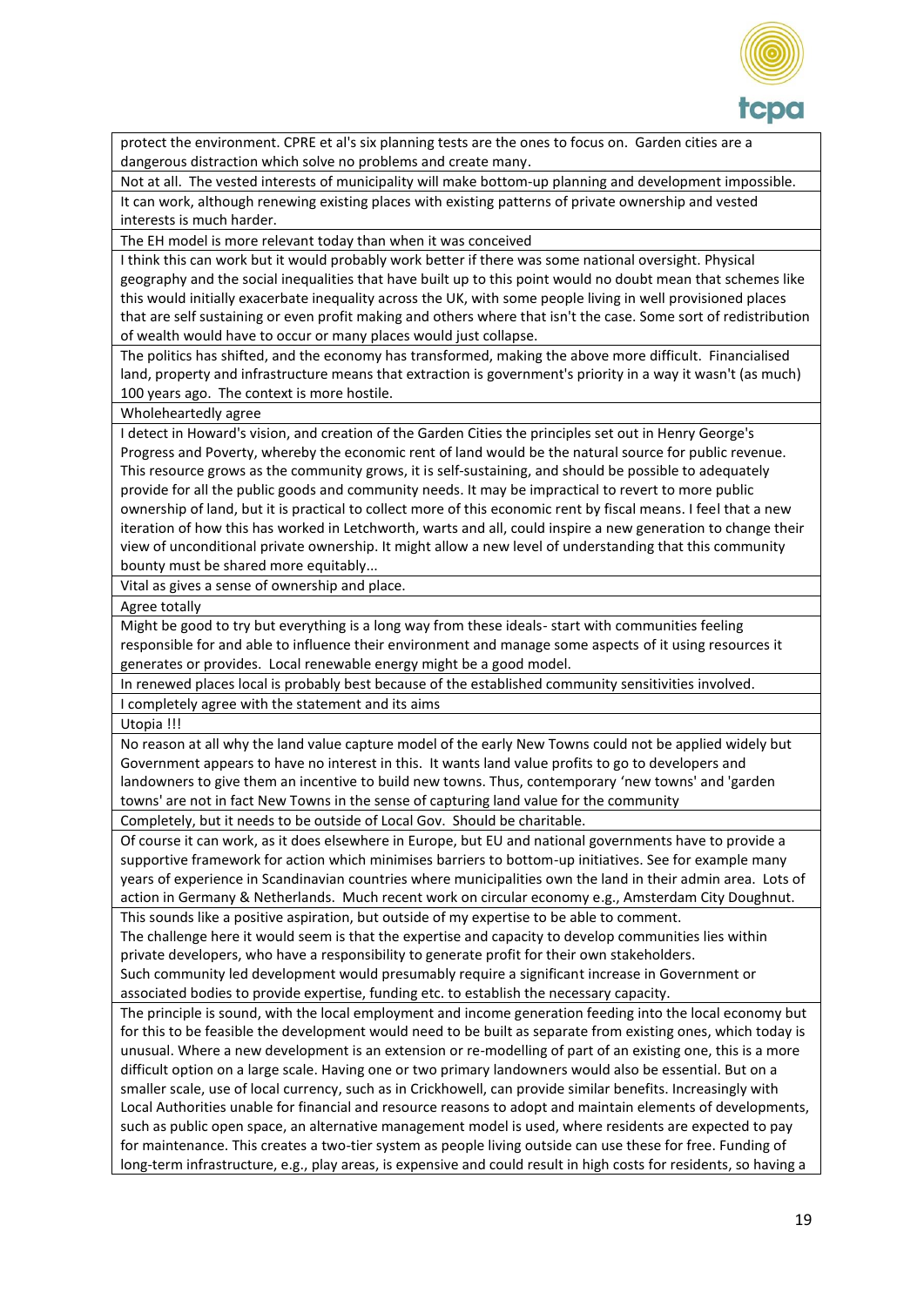| |
|---|
| protect the environment. CPRE et al's six planning tests are the ones to focus on. Garden cities are a dangerous distraction which solve no problems and create many. |
| Not at all. The vested interests of municipality will make bottom-up planning and development impossible. |
| It can work, although renewing existing places with existing patterns of private ownership and vested interests is much harder. |
| The EH model is more relevant today than when it was conceived |
| I think this can work but it would probably work better if there was some national oversight. Physical geography and the social inequalities that have built up to this point would no doubt mean that schemes like this would initially exacerbate inequality across the UK, with some people living in well provisioned places that are self sustaining or even profit making and others where that isn't the case. Some sort of redistribution of wealth would have to occur or many places would just collapse. |
| The politics has shifted, and the economy has transformed, making the above more difficult. Financialised land, property and infrastructure means that extraction is government's priority in a way it wasn't (as much) 100 years ago. The context is more hostile. |
| Wholeheartedly agree |
| I detect in Howard's vision, and creation of the Garden Cities the principles set out in Henry George's Progress and Poverty, whereby the economic rent of land would be the natural source for public revenue. This resource grows as the community grows, it is self-sustaining, and should be possible to adequately provide for all the public goods and community needs. It may be impractical to revert to more public ownership of land, but it is practical to collect more of this economic rent by fiscal means. I feel that a new iteration of how this has worked in Letchworth, warts and all, could inspire a new generation to change their view of unconditional private ownership. It might allow a new level of understanding that this community bounty must be shared more equitably... |
| Vital as gives a sense of ownership and place. |
| Agree totally |
| Might be good to try but everything is a long way from these ideals- start with communities feeling responsible for and able to influence their environment and manage some aspects of it using resources it generates or provides. Local renewable energy might be a good model. |
| In renewed places local is probably best because of the established community sensitivities involved. |
| I completely agree with the statement and its aims |
| Utopia !!! |
| No reason at all why the land value capture model of the early New Towns could not be applied widely but Government appears to have no interest in this. It wants land value profits to go to developers and landowners to give them an incentive to build new towns. Thus, contemporary 'new towns' and 'garden towns' are not in fact New Towns in the sense of capturing land value for the community |
| Completely, but it needs to be outside of Local Gov. Should be charitable. |
| Of course it can work, as it does elsewhere in Europe, but EU and national governments have to provide a supportive framework for action which minimises barriers to bottom-up initiatives. See for example many years of experience in Scandinavian countries where municipalities own the land in their admin area. Lots of action in Germany & Netherlands. Much recent work on circular economy e.g., Amsterdam City Doughnut. |
| This sounds like a positive aspiration, but outside of my expertise to be able to comment.<br>The challenge here it would seem is that the expertise and capacity to develop communities lies within private developers, who have a responsibility to generate profit for their own stakeholders.<br>Such community led development would presumably require a significant increase in Government or associated bodies to provide expertise, funding etc. to establish the necessary capacity. |
| The principle is sound, with the local employment and income generation feeding into the local economy but for this to be feasible the development would need to be built as separate from existing ones, which today is unusual. Where a new development is an extension or re-modelling of part of an existing one, this is a more difficult option on a large scale. Having one or two primary landowners would also be essential. But on a smaller scale, use of local currency, such as in Crickhowell, can provide similar benefits. Increasingly with Local Authorities unable for financial and resource reasons to adopt and maintain elements of developments, such as public open space, an alternative management model is used, where residents are expected to pay for maintenance. This creates a two-tier system as people living outside can use these for free. Funding of long-term infrastructure, e.g., play areas, is expensive and could result in high costs for residents, so having a |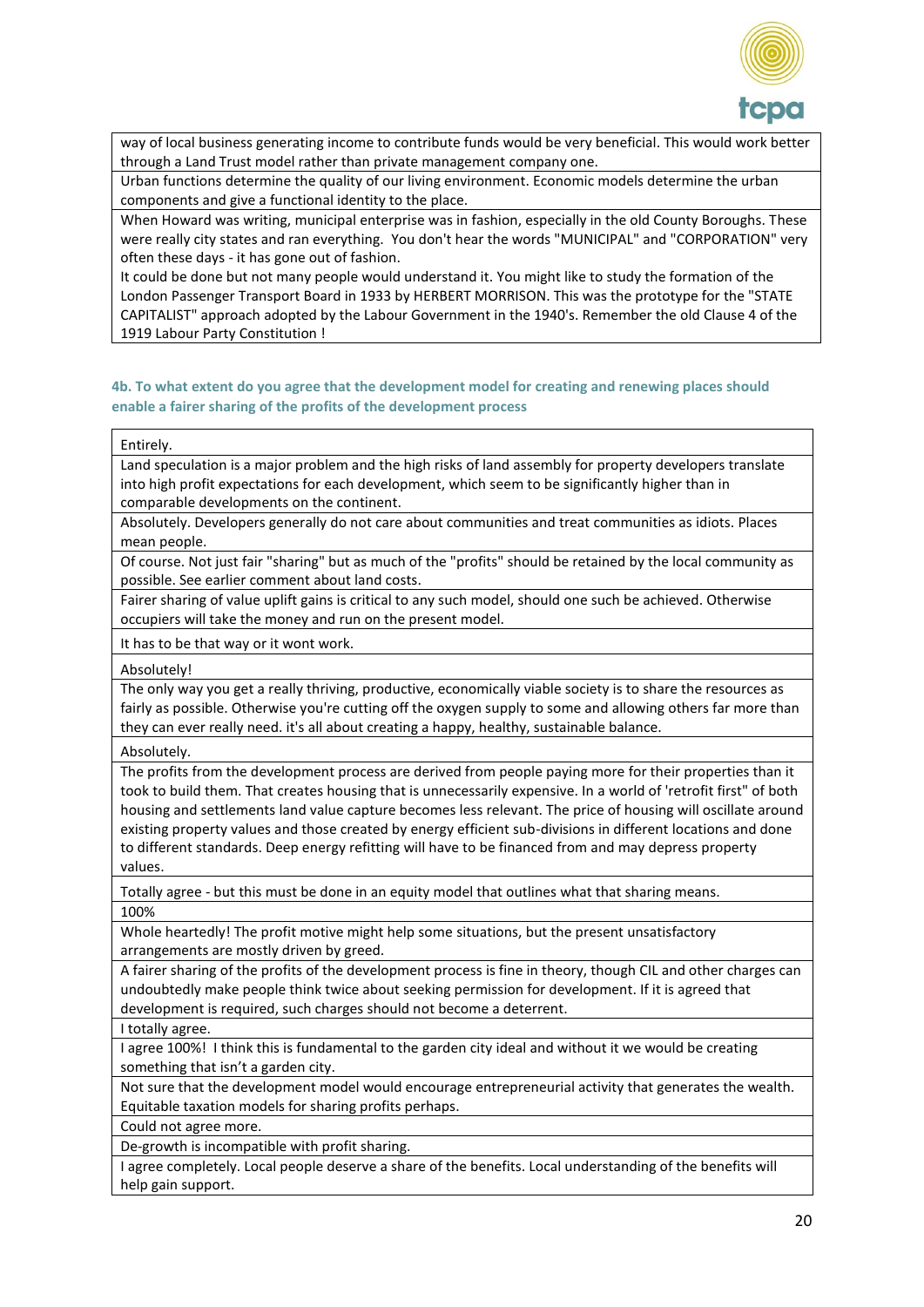| |
|---|
| way of local business generating income to contribute funds would be very beneficial. This would work better through a Land Trust model rather than private management company one. |
| Urban functions determine the quality of our living environment. Economic models determine the urban components and give a functional identity to the place. |
| When Howard was writing, municipal enterprise was in fashion, especially in the old County Boroughs. These were really city states and ran everything. You don't hear the words "MUNICIPAL" and "CORPORATION" very often these days - it has gone out of fashion.<br>It could be done but not many people would understand it. You might like to study the formation of the London Passenger Transport Board in 1933 by HERBERT MORRISON. This was the prototype for the "STATE CAPITALIST" approach adopted by the Labour Government in the 1940's. Remember the old Clause 4 of the 1919 Labour Party Constitution ! |

#### 4b. To what extent do you agree that the development model for creating and renewing places should enable a fairer sharing of the profits of the development process

| |
|---|
| Entirely. |
| Land speculation is a major problem and the high risks of land assembly for property developers translate into high profit expectations for each development, which seem to be significantly higher than in comparable developments on the continent. |
| Absolutely. Developers generally do not care about communities and treat communities as idiots. Places mean people. |
| Of course. Not just fair "sharing" but as much of the "profits" should be retained by the local community as possible. See earlier comment about land costs. |
| Fairer sharing of value uplift gains is critical to any such model, should one such be achieved. Otherwise occupiers will take the money and run on the present model. |
| It has to be that way or it wont work. |
| Absolutely! |
| The only way you get a really thriving, productive, economically viable society is to share the resources as fairly as possible. Otherwise you're cutting off the oxygen supply to some and allowing others far more than they can ever really need. it's all about creating a happy, healthy, sustainable balance. |
| Absolutely. |
| The profits from the development process are derived from people paying more for their properties than it took to build them. That creates housing that is unnecessarily expensive. In a world of 'retrofit first" of both housing and settlements land value capture becomes less relevant. The price of housing will oscillate around existing property values and those created by energy efficient sub-divisions in different locations and done to different standards. Deep energy refitting will have to be financed from and may depress property values. |
| Totally agree - but this must be done in an equity model that outlines what that sharing means. |
| 100% |
| Whole heartedly! The profit motive might help some situations, but the present unsatisfactory arrangements are mostly driven by greed. |
| A fairer sharing of the profits of the development process is fine in theory, though CIL and other charges can undoubtedly make people think twice about seeking permission for development. If it is agreed that development is required, such charges should not become a deterrent. |
| I totally agree. |
| I agree 100%! I think this is fundamental to the garden city ideal and without it we would be creating something that isn't a garden city. |
| Not sure that the development model would encourage entrepreneurial activity that generates the wealth. Equitable taxation models for sharing profits perhaps. |
| Could not agree more. |
| De-growth is incompatible with profit sharing. |
| I agree completely. Local people deserve a share of the benefits. Local understanding of the benefits will help gain support. |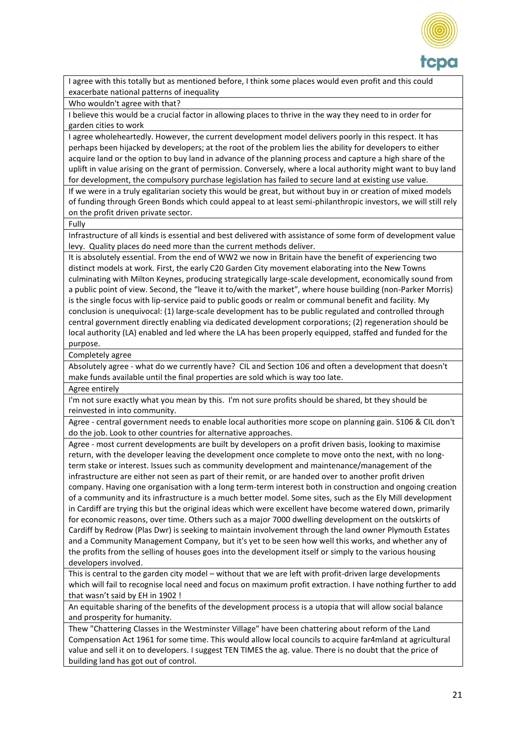| |
|---|
| I agree with this totally but as mentioned before, I think some places would even profit and this could exacerbate national patterns of inequality |
| Who wouldn't agree with that? |
| I believe this would be a crucial factor in allowing places to thrive in the way they need to in order for garden cities to work |
| I agree wholeheartedly. However, the current development model delivers poorly in this respect. It has perhaps been hijacked by developers; at the root of the problem lies the ability for developers to either acquire land or the option to buy land in advance of the planning process and capture a high share of the uplift in value arising on the grant of permission. Conversely, where a local authority might want to buy land for development, the compulsory purchase legislation has failed to secure land at existing use value. |
| If we were in a truly egalitarian society this would be great, but without buy in or creation of mixed models of funding through Green Bonds which could appeal to at least semi-philanthropic investors, we will still rely on the profit driven private sector. |
| Fully |
| Infrastructure of all kinds is essential and best delivered with assistance of some form of development value levy. Quality places do need more than the current methods deliver. |
| It is absolutely essential. From the end of WW2 we now in Britain have the benefit of experiencing two distinct models at work. First, the early C20 Garden City movement elaborating into the New Towns culminating with Milton Keynes, producing strategically large-scale development, economically sound from a public point of view. Second, the "leave it to/with the market", where house building (non-Parker Morris) is the single focus with lip-service paid to public goods or realm or communal benefit and facility. My conclusion is unequivocal: (1) large-scale development has to be public regulated and controlled through central government directly enabling via dedicated development corporations; (2) regeneration should be local authority (LA) enabled and led where the LA has been properly equipped, staffed and funded for the purpose. |
| Completely agree |
| Absolutely agree - what do we currently have? CIL and Section 106 and often a development that doesn't make funds available until the final properties are sold which is way too late. |
| Agree entirely |
| I'm not sure exactly what you mean by this. I'm not sure profits should be shared, bt they should be reinvested in into community. |
| Agree - central government needs to enable local authorities more scope on planning gain. S106 & CIL don't do the job. Look to other countries for alternative approaches. |
| Agree - most current developments are built by developers on a profit driven basis, looking to maximise return, with the developer leaving the development once complete to move onto the next, with no long-term stake or interest. Issues such as community development and maintenance/management of the infrastructure are either not seen as part of their remit, or are handed over to another profit driven company. Having one organisation with a long term-interest both in construction and ongoing creation of a community and its infrastructure is a much better model. Some sites, such as the Ely Mill development in Cardiff are trying this but the original ideas which were excellent have become watered down, primarily for economic reasons, over time. Others such as a major 7000 dwelling development on the outskirts of Cardiff by Redrow (Plas Dwr) is seeking to maintain involvement through the land owner Plymouth Estates and a Community Management Company, but it's yet to be seen how well this works, and whether any of the profits from the selling of houses goes into the development itself or simply to the various housing developers involved. |
| This is central to the garden city model – without that we are left with profit-driven large developments which will fail to recognise local need and focus on maximum profit extraction. I have nothing further to add that wasn't said by EH in 1902 ! |
| An equitable sharing of the benefits of the development process is a utopia that will allow social balance and prosperity for humanity. |
| Thew "Chattering Classes in the Westminster Village" have been chattering about reform of the Land Compensation Act 1961 for some time. This would allow local councils to acquire far4mland at agricultural value and sell it on to developers. I suggest TEN TIMES the ag. value. There is no doubt that the price of building land has got out of control. |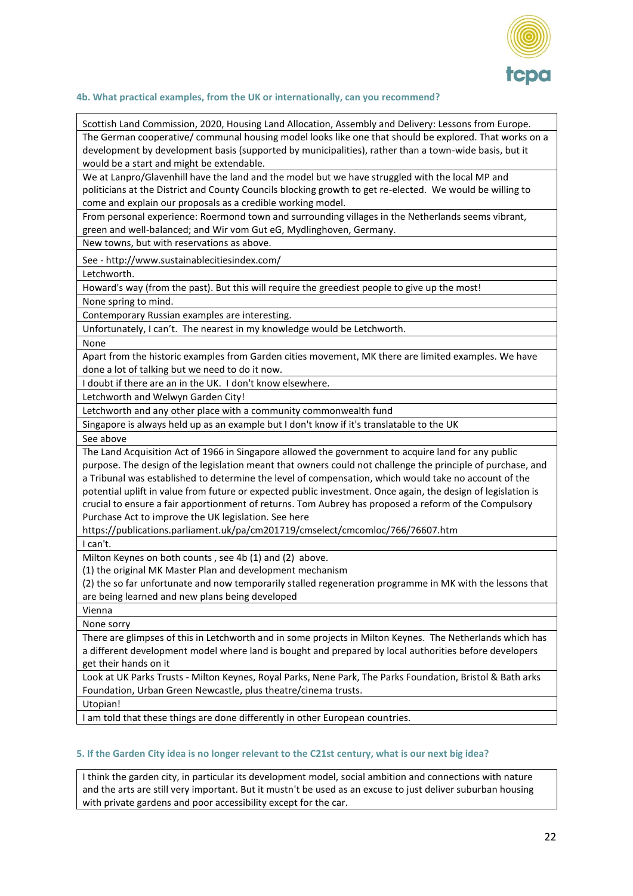### 4b. What practical examples, from the UK or internationally, can you recommend?

| |
|---|
| Scottish Land Commission, 2020, Housing Land Allocation, Assembly and Delivery: Lessons from Europe. |
| The German cooperative/ communal housing model looks like one that should be explored. That works on a development by development basis (supported by municipalities), rather than a town-wide basis, but it would be a start and might be extendable. |
| We at Lanpro/Glavenhill have the land and the model but we have struggled with the local MP and politicians at the District and County Councils blocking growth to get re-elected. We would be willing to come and explain our proposals as a credible working model. |
| From personal experience: Roermond town and surrounding villages in the Netherlands seems vibrant, green and well-balanced; and Wir vom Gut eG, Mydlinghoven, Germany. |
| New towns, but with reservations as above. |
| See - http://www.sustainablecitiesindex.com/ |
| Letchworth. |
| Howard's way (from the past). But this will require the greediest people to give up the most! |
| None spring to mind. |
| Contemporary Russian examples are interesting. |
| Unfortunately, I can't. The nearest in my knowledge would be Letchworth. |
| None |
| Apart from the historic examples from Garden cities movement, MK there are limited examples. We have done a lot of talking but we need to do it now. |
| I doubt if there are an in the UK. I don't know elsewhere. |
| Letchworth and Welwyn Garden City! |
| Letchworth and any other place with a community commonwealth fund |
| Singapore is always held up as an example but I don't know if it's translatable to the UK |
| See above |
| The Land Acquisition Act of 1966 in Singapore allowed the government to acquire land for any public purpose. The design of the legislation meant that owners could not challenge the principle of purchase, and a Tribunal was established to determine the level of compensation, which would take no account of the potential uplift in value from future or expected public investment. Once again, the design of legislation is crucial to ensure a fair apportionment of returns. Tom Aubrey has proposed a reform of the Compulsory Purchase Act to improve the UK legislation. See here https://publications.parliament.uk/pa/cm201719/cmselect/cmcomloc/766/76607.htm |
| I can't. |
| Milton Keynes on both counts , see 4b (1) and (2) above.<br>(1) the original MK Master Plan and development mechanism<br>(2) the so far unfortunate and now temporarily stalled regeneration programme in MK with the lessons that are being learned and new plans being developed |
| Vienna |
| None sorry |
| There are glimpses of this in Letchworth and in some projects in Milton Keynes. The Netherlands which has a different development model where land is bought and prepared by local authorities before developers get their hands on it |
| Look at UK Parks Trusts - Milton Keynes, Royal Parks, Nene Park, The Parks Foundation, Bristol & Bath arks Foundation, Urban Green Newcastle, plus theatre/cinema trusts. |
| Utopian! |
| I am told that these things are done differently in other European countries. |

### 5. If the Garden City idea is no longer relevant to the C21st century, what is our next big idea?

| |
|---|
| I think the garden city, in particular its development model, social ambition and connections with nature and the arts are still very important. But it mustn't be used as an excuse to just deliver suburban housing with private gardens and poor accessibility except for the car. |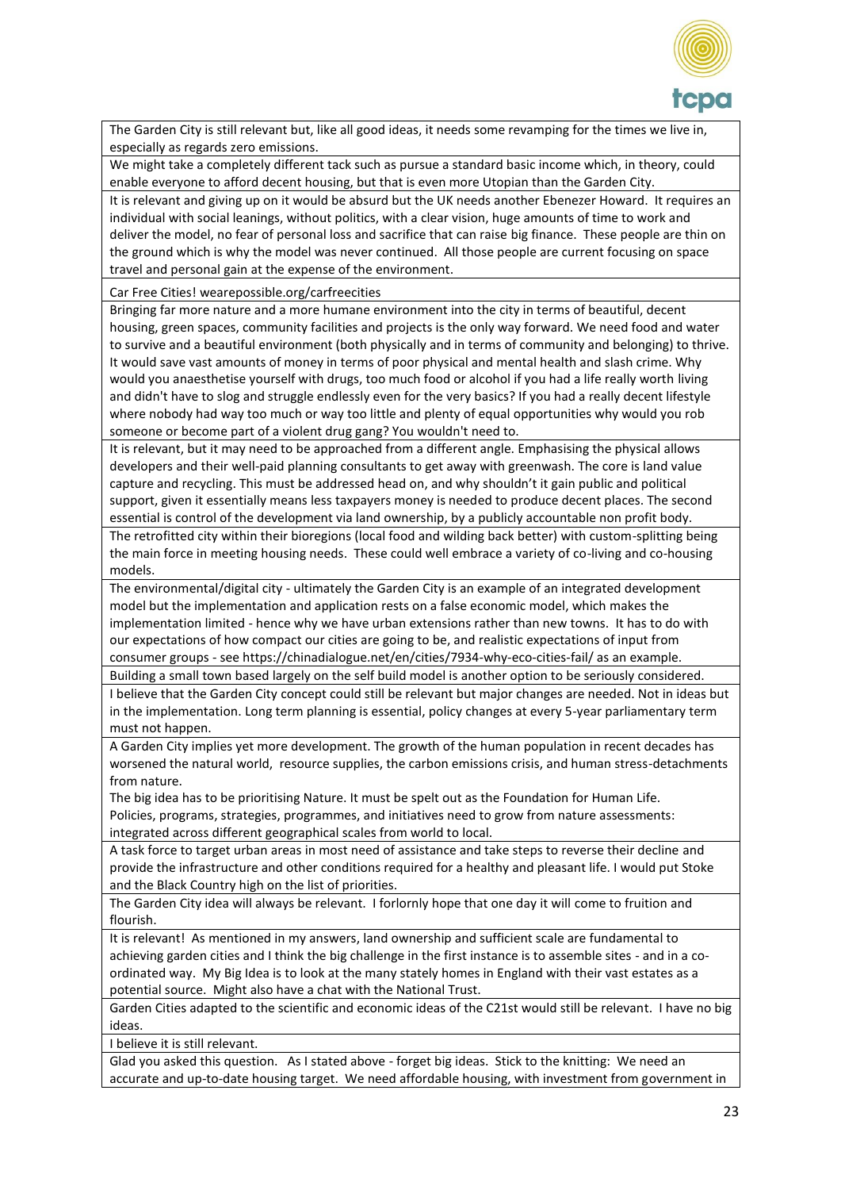| The Garden City is still relevant but, like all good ideas, it needs some revamping for the times we live in, especially as regards zero emissions. |
|---|
| We might take a completely different tack such as pursue a standard basic income which, in theory, could enable everyone to afford decent housing, but that is even more Utopian than the Garden City. |
| It is relevant and giving up on it would be absurd but the UK needs another Ebenezer Howard. It requires an individual with social leanings, without politics, with a clear vision, huge amounts of time to work and deliver the model, no fear of personal loss and sacrifice that can raise big finance. These people are thin on the ground which is why the model was never continued. All those people are current focusing on space travel and personal gain at the expense of the environment. |
| Car Free Cities! wearepossible.org/carfreecities |
| Bringing far more nature and a more humane environment into the city in terms of beautiful, decent housing, green spaces, community facilities and projects is the only way forward. We need food and water to survive and a beautiful environment (both physically and in terms of community and belonging) to thrive. It would save vast amounts of money in terms of poor physical and mental health and slash crime. Why would you anaesthetise yourself with drugs, too much food or alcohol if you had a life really worth living and didn't have to slog and struggle endlessly even for the very basics? If you had a really decent lifestyle where nobody had way too much or way too little and plenty of equal opportunities why would you rob someone or become part of a violent drug gang? You wouldn't need to. |
| It is relevant, but it may need to be approached from a different angle. Emphasising the physical allows developers and their well-paid planning consultants to get away with greenwash. The core is land value capture and recycling. This must be addressed head on, and why shouldn't it gain public and political support, given it essentially means less taxpayers money is needed to produce decent places. The second essential is control of the development via land ownership, by a publicly accountable non profit body. |
| The retrofitted city within their bioregions (local food and wilding back better) with custom-splitting being the main force in meeting housing needs. These could well embrace a variety of co-living and co-housing models. |
| The environmental/digital city - ultimately the Garden City is an example of an integrated development model but the implementation and application rests on a false economic model, which makes the implementation limited - hence why we have urban extensions rather than new towns. It has to do with our expectations of how compact our cities are going to be, and realistic expectations of input from consumer groups - see https://chinadialogue.net/en/cities/7934-why-eco-cities-fail/ as an example. |
| Building a small town based largely on the self build model is another option to be seriously considered. |
| I believe that the Garden City concept could still be relevant but major changes are needed. Not in ideas but in the implementation. Long term planning is essential, policy changes at every 5-year parliamentary term must not happen. |
| A Garden City implies yet more development. The growth of the human population in recent decades has worsened the natural world, resource supplies, the carbon emissions crisis, and human stress-detachments from nature.<br>The big idea has to be prioritising Nature. It must be spelt out as the Foundation for Human Life.<br>Policies, programs, strategies, programmes, and initiatives need to grow from nature assessments: integrated across different geographical scales from world to local. |
| A task force to target urban areas in most need of assistance and take steps to reverse their decline and provide the infrastructure and other conditions required for a healthy and pleasant life. I would put Stoke and the Black Country high on the list of priorities. |
| The Garden City idea will always be relevant. I forlornly hope that one day it will come to fruition and flourish. |
| It is relevant! As mentioned in my answers, land ownership and sufficient scale are fundamental to achieving garden cities and I think the big challenge in the first instance is to assemble sites - and in a co-ordinated way. My Big Idea is to look at the many stately homes in England with their vast estates as a potential source. Might also have a chat with the National Trust. |
| Garden Cities adapted to the scientific and economic ideas of the C21st would still be relevant. I have no big ideas. |
| I believe it is still relevant. |
| Glad you asked this question. As I stated above - forget big ideas. Stick to the knitting: We need an accurate and up-to-date housing target. We need affordable housing, with investment from government in |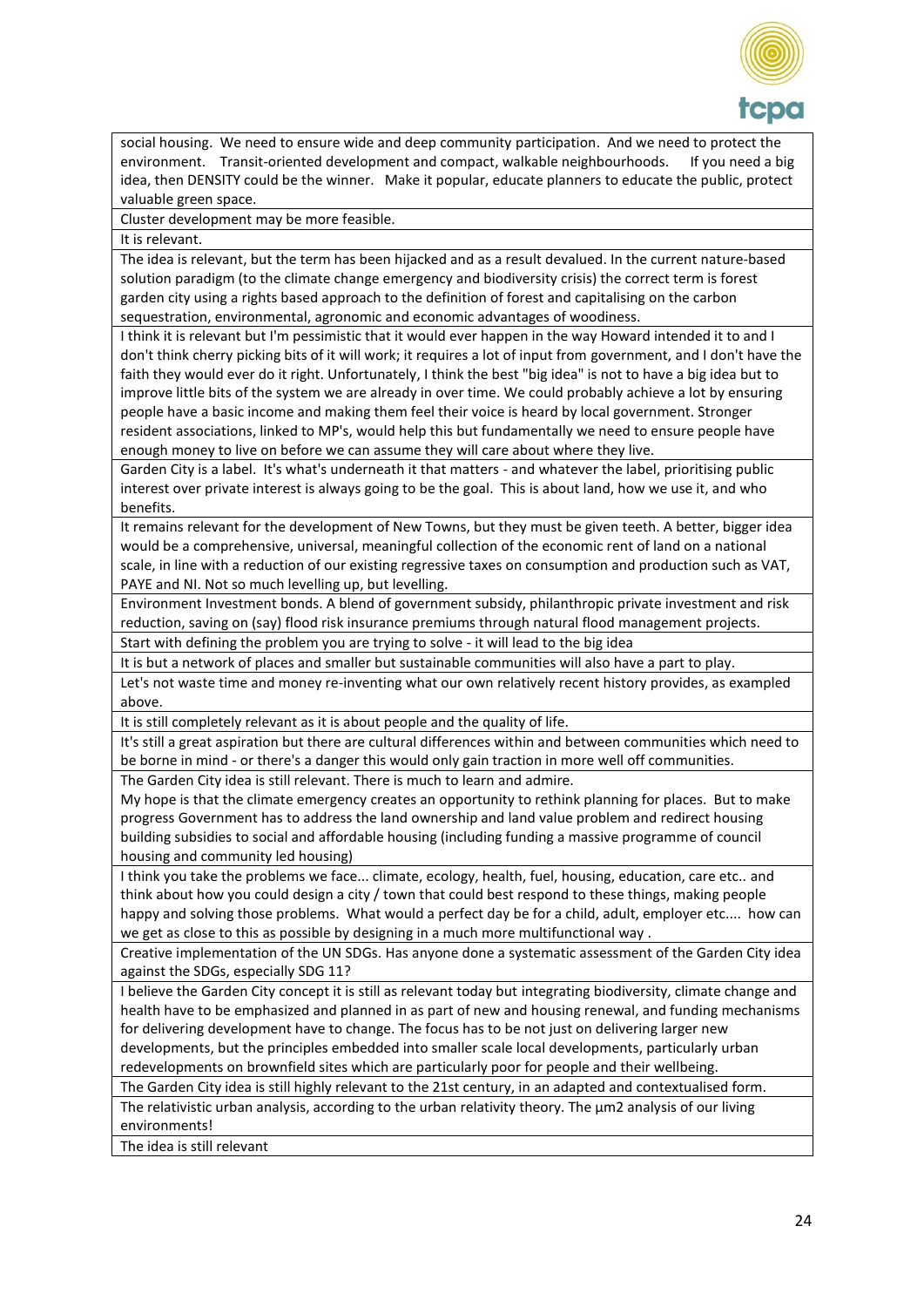| |
|---|
| social housing. We need to ensure wide and deep community participation. And we need to protect the environment. Transit-oriented development and compact, walkable neighbourhoods. If you need a big idea, then DENSITY could be the winner. Make it popular, educate planners to educate the public, protect valuable green space. |
| Cluster development may be more feasible. |
| It is relevant. |
| The idea is relevant, but the term has been hijacked and as a result devalued. In the current nature-based solution paradigm (to the climate change emergency and biodiversity crisis) the correct term is forest garden city using a rights based approach to the definition of forest and capitalising on the carbon sequestration, environmental, agronomic and economic advantages of woodiness. |
| I think it is relevant but I'm pessimistic that it would ever happen in the way Howard intended it to and I don't think cherry picking bits of it will work; it requires a lot of input from government, and I don't have the faith they would ever do it right. Unfortunately, I think the best "big idea" is not to have a big idea but to improve little bits of the system we are already in over time. We could probably achieve a lot by ensuring people have a basic income and making them feel their voice is heard by local government. Stronger resident associations, linked to MP's, would help this but fundamentally we need to ensure people have enough money to live on before we can assume they will care about where they live. |
| Garden City is a label. It's what's underneath it that matters - and whatever the label, prioritising public interest over private interest is always going to be the goal. This is about land, how we use it, and who benefits. |
| It remains relevant for the development of New Towns, but they must be given teeth. A better, bigger idea would be a comprehensive, universal, meaningful collection of the economic rent of land on a national scale, in line with a reduction of our existing regressive taxes on consumption and production such as VAT, PAYE and NI. Not so much levelling up, but levelling. |
| Environment Investment bonds. A blend of government subsidy, philanthropic private investment and risk reduction, saving on (say) flood risk insurance premiums through natural flood management projects. |
| Start with defining the problem you are trying to solve - it will lead to the big idea |
| It is but a network of places and smaller but sustainable communities will also have a part to play. |
| Let's not waste time and money re-inventing what our own relatively recent history provides, as exampled above. |
| It is still completely relevant as it is about people and the quality of life. |
| It's still a great aspiration but there are cultural differences within and between communities which need to be borne in mind - or there's a danger this would only gain traction in more well off communities. |
| The Garden City idea is still relevant. There is much to learn and admire. My hope is that the climate emergency creates an opportunity to rethink planning for places. But to make progress Government has to address the land ownership and land value problem and redirect housing building subsidies to social and affordable housing (including funding a massive programme of council housing and community led housing) |
| I think you take the problems we face... climate, ecology, health, fuel, housing, education, care etc.. and think about how you could design a city / town that could best respond to these things, making people happy and solving those problems. What would a perfect day be for a child, adult, employer etc.... how can we get as close to this as possible by designing in a much more multifunctional way . |
| Creative implementation of the UN SDGs. Has anyone done a systematic assessment of the Garden City idea against the SDGs, especially SDG 11? |
| I believe the Garden City concept it is still as relevant today but integrating biodiversity, climate change and health have to be emphasized and planned in as part of new and housing renewal, and funding mechanisms for delivering development have to change. The focus has to be not just on delivering larger new developments, but the principles embedded into smaller scale local developments, particularly urban redevelopments on brownfield sites which are particularly poor for people and their wellbeing. |
| The Garden City idea is still highly relevant to the 21st century, in an adapted and contextualised form. |
| The relativistic urban analysis, according to the urban relativity theory. The µm2 analysis of our living environments! |
| The idea is still relevant |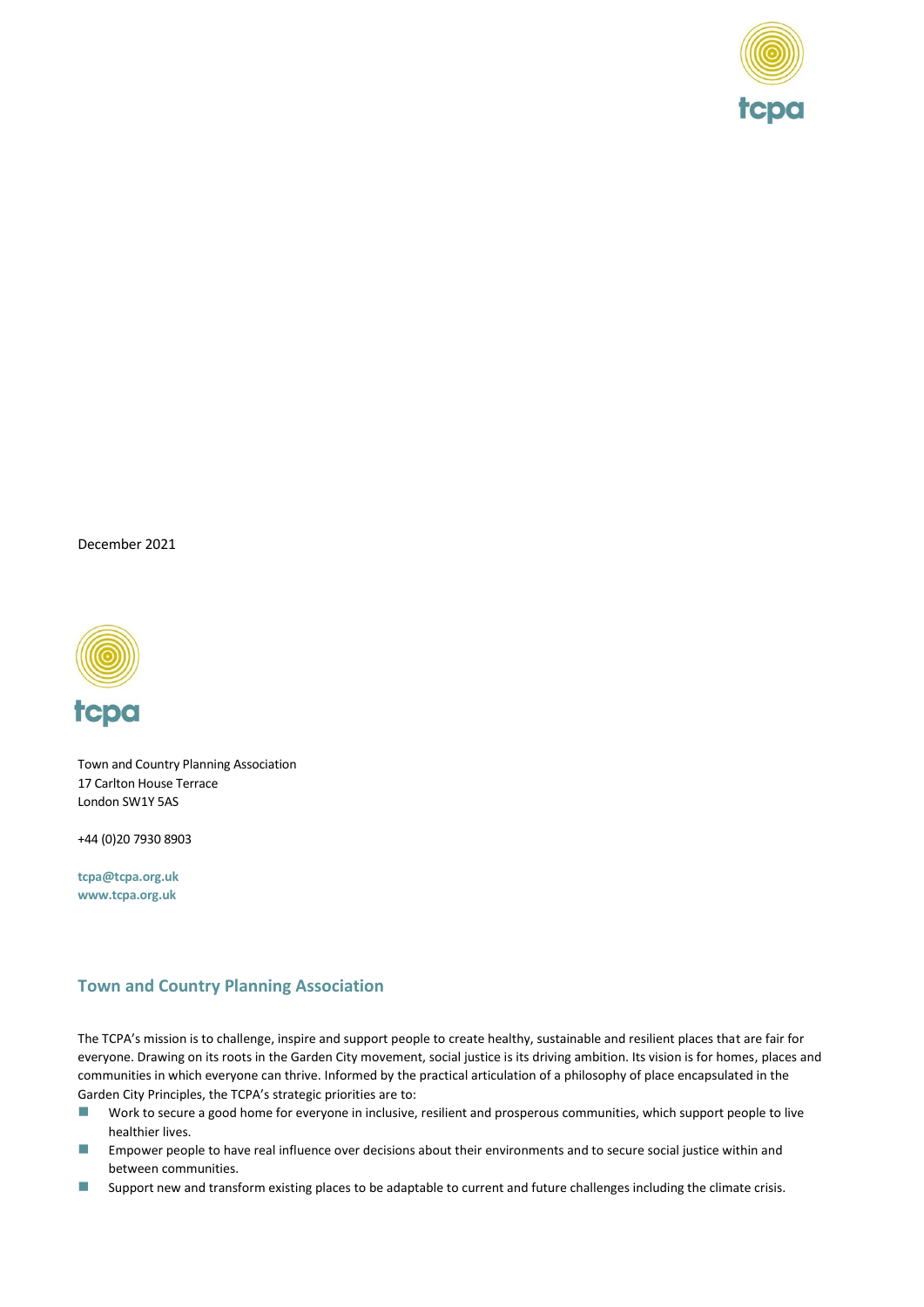December 2021

Town and Country Planning Association
17 Carlton House Terrace
London SW1Y 5AS

+44 (0)20 7930 8903

**tcpa@tcpa.org.uk**
**www.tcpa.org.uk**

## Town and Country Planning Association

The TCPA's mission is to challenge, inspire and support people to create healthy, sustainable and resilient places that are fair for everyone. Drawing on its roots in the Garden City movement, social justice is its driving ambition. Its vision is for homes, places and communities in which everyone can thrive. Informed by the practical articulation of a philosophy of place encapsulated in the Garden City Principles, the TCPA's strategic priorities are to:

- Work to secure a good home for everyone in inclusive, resilient and prosperous communities, which support people to live healthier lives.
- Empower people to have real influence over decisions about their environments and to secure social justice within and between communities.
- Support new and transform existing places to be adaptable to current and future challenges including the climate crisis.